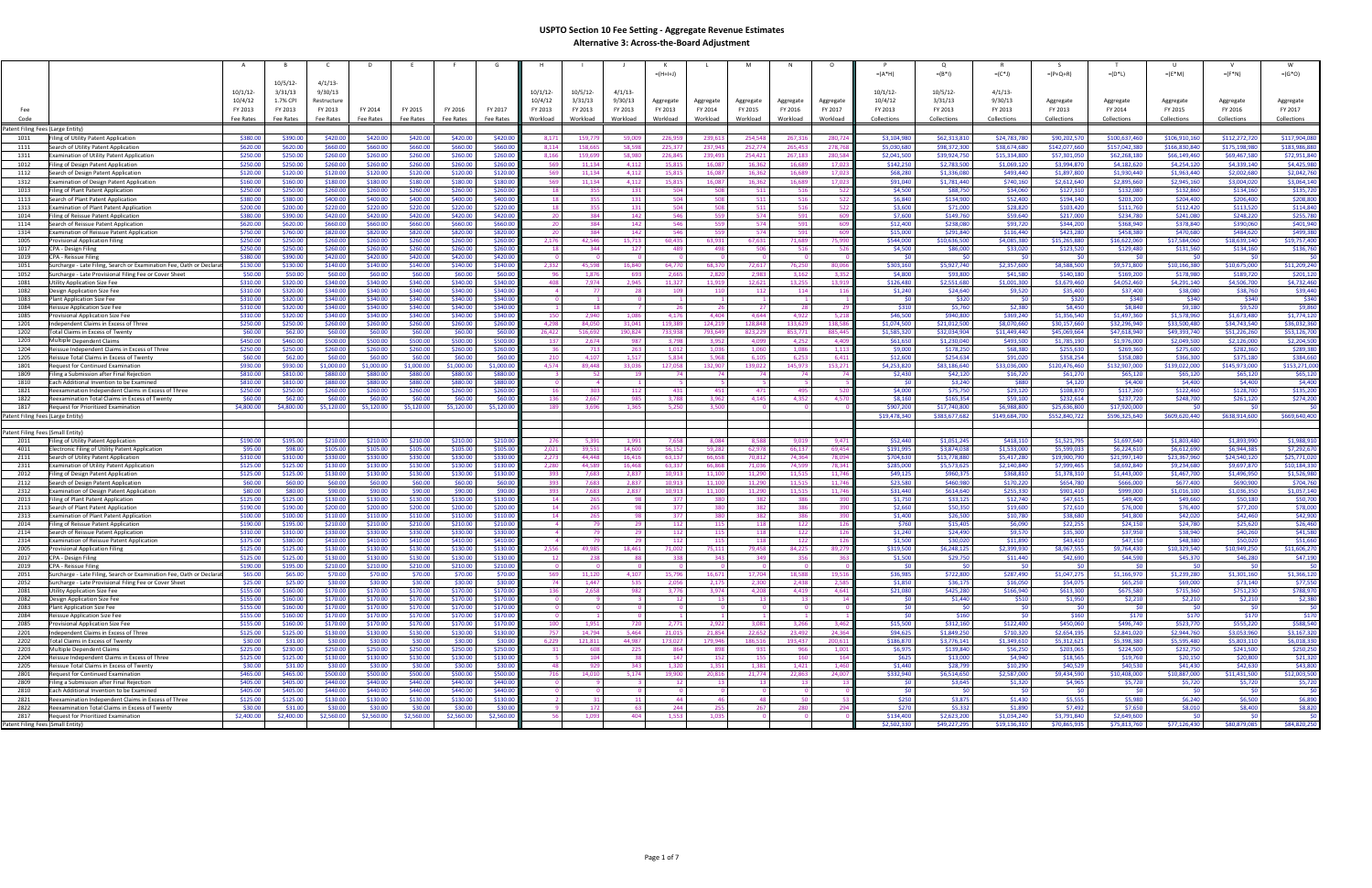# USPTO Section 10 Fee Setting - Aggregate Revenue Estimates

## Alternative 3: Across-the-Board Adjustment

| Fee Code | | A | B | C | D | E | F | G | H | I | J | K | L | M | N | O | P | Q | R | S | T | U | V | W |
|---|---|---|---|---|---|---|---|---|---|---|---|---|---|---|---|---|---|---|---|---|---|---|---|---|
| | | | | | | | | | | | | =(H+I+J) | | | | | =(A*H) | =(B*I) | =(C*J) | =(P+Q+R) | =(D*L) | =(E*M) | =(F*N) | =(G*O) |
| | | 10/1/12-10/4/12 FY 2013 Fee Rates | 10/5/12-3/31/13 1.7% CPI FY 2013 Fee Rates | 4/1/13-9/30/13 Restructure FY 2013 Fee Rates | FY 2014 Fee Rates | FY 2015 Fee Rates | FY 2016 Fee Rates | FY 2017 Fee Rates | 10/1/12-10/4/12 FY 2013 Workload | 10/5/12-3/31/13 FY 2013 Workload | 4/1/13-9/30/13 FY 2013 Workload | Aggregate FY 2013 Workload | Aggregate FY 2014 Workload | Aggregate FY 2015 Workload | Aggregate FY 2016 Workload | Aggregate FY 2017 Workload | 10/1/12-10/4/12 FY 2013 Collections | 10/5/12-3/31/13 FY 2013 Collections | 4/1/13-9/30/13 FY 2013 Collections | Aggregate FY 2013 Collections | Aggregate FY 2014 Collections | Aggregate FY 2015 Collections | Aggregate FY 2016 Collections | Aggregate FY 2017 Collections |
| Patent Filing Fees (Large Entity) | | | | | | | | | | | | | | | | | | | | | | | | |
| 1011 | Filing of Utility Patent Application | $380.00 | $390.00 | $420.00 | $420.00 | $420.00 | $420.00 | $420.00 | 8,171 | 159,779 | 59,009 | 226,959 | 239,613 | 254,548 | 267,316 | 280,724 | $3,104,980 | $62,313,810 | $24,783,780 | $90,202,570 | $100,637,460 | $106,910,160 | $112,272,720 | $117,904,080 |
| 1111 | Search of Utility Patent Application | $620.00 | $620.00 | $660.00 | $660.00 | $660.00 | $660.00 | $660.00 | 8,114 | 158,665 | 58,598 | 225,377 | 237,943 | 252,774 | 265,453 | 278,768 | $5,030,680 | $98,372,300 | $38,674,680 | $142,077,660 | $157,042,380 | $166,830,840 | $175,198,980 | $183,986,880 |
| 1311 | Examination of Utility Patent Application | $250.00 | $250.00 | $260.00 | $260.00 | $260.00 | $260.00 | $260.00 | 8,166 | 159,699 | 58,980 | 226,845 | 239,493 | 254,421 | 267,183 | 280,584 | $2,041,500 | $39,924,750 | $15,334,800 | $57,301,050 | $62,268,180 | $66,149,460 | $69,467,580 | $72,951,840 |
| 1012 | Filing of Design Patent Application | $250.00 | $250.00 | $260.00 | $260.00 | $260.00 | $260.00 | $260.00 | 569 | 11,134 | 4,112 | 15,815 | 16,087 | 16,362 | 16,689 | 17,023 | $142,250 | $2,783,500 | $1,069,120 | $3,994,870 | $4,182,620 | $4,254,120 | $4,339,140 | $4,425,980 |
| 1112 | Search of Design Patent Application | $120.00 | $120.00 | $120.00 | $120.00 | $120.00 | $120.00 | $120.00 | 569 | 11,134 | 4,112 | 15,815 | 16,087 | 16,362 | 16,689 | 17,023 | $68,280 | $1,336,080 | $493,440 | $1,897,800 | $1,930,440 | $1,963,440 | $2,002,680 | $2,042,760 |
| 1312 | Examination of Design Patent Application | $160.00 | $160.00 | $180.00 | $180.00 | $180.00 | $180.00 | $180.00 | 569 | 11,134 | 4,112 | 15,815 | 16,087 | 16,362 | 16,689 | 17,023 | $91,040 | $1,781,440 | $740,160 | $2,612,640 | $2,895,660 | $2,945,160 | $3,004,020 | $3,064,140 |
| 1013 | Filing of Plant Patent Application | $250.00 | $250.00 | $260.00 | $260.00 | $260.00 | $260.00 | $260.00 | 18 | 355 | 131 | 504 | 508 | 511 | 516 | 522 | $4,500 | $88,750 | $34,060 | $127,310 | $132,080 | $132,860 | $134,160 | $135,720 |
| 1113 | Search of Plant Patent Application | $380.00 | $380.00 | $400.00 | $400.00 | $400.00 | $400.00 | $400.00 | 18 | 355 | 131 | 504 | 508 | 511 | 516 | 522 | $6,840 | $134,900 | $52,400 | $194,140 | $203,200 | $204,400 | $206,400 | $208,800 |
| 1313 | Examination of Plant Patent Application | $200.00 | $200.00 | $220.00 | $220.00 | $220.00 | $220.00 | $220.00 | 18 | 355 | 131 | 504 | 508 | 511 | 516 | 522 | $3,600 | $71,000 | $28,820 | $103,420 | $111,760 | $112,420 | $113,520 | $114,840 |
| 1014 | Filing of Reissue Patent Application | $380.00 | $390.00 | $420.00 | $420.00 | $420.00 | $420.00 | $420.00 | 20 | 384 | 142 | 546 | 559 | 574 | 591 | 609 | $7,600 | $149,760 | $59,640 | $217,000 | $234,780 | $241,080 | $248,220 | $255,780 |
| 1114 | Search of Reissue Patent Application | $620.00 | $620.00 | $660.00 | $660.00 | $660.00 | $660.00 | $660.00 | 20 | 384 | 142 | 546 | 559 | 574 | 591 | 609 | $12,400 | $238,080 | $93,720 | $344,200 | $368,940 | $378,840 | $390,060 | $401,940 |
| 1314 | Examination of Reissue Patent Application | $750.00 | $760.00 | $820.00 | $820.00 | $820.00 | $820.00 | $820.00 | 20 | 384 | 142 | 546 | 559 | 574 | 591 | 609 | $15,000 | $291,840 | $116,440 | $423,280 | $458,380 | $470,680 | $484,620 | $499,380 |
| 1005 | Provisional Application Filing | $250.00 | $250.00 | $260.00 | $260.00 | $260.00 | $260.00 | $260.00 | 2,176 | 42,546 | 15,713 | 60,435 | 63,931 | 67,631 | 71,689 | 75,990 | $544,000 | $10,636,500 | $4,085,380 | $15,265,880 | $16,622,060 | $17,584,060 | $18,639,140 | $19,757,400 |
| 1017 | CPA - Design Filing | $250.00 | $250.00 | $260.00 | $260.00 | $260.00 | $260.00 | $260.00 | 18 | 344 | 127 | 489 | 498 | 506 | 516 | 526 | $4,500 | $86,000 | $33,020 | $123,520 | $129,480 | $131,560 | $134,160 | $136,760 |
| 1019 | CPA - Reissue Filing | $380.00 | $390.00 | $420.00 | $420.00 | $420.00 | $420.00 | $420.00 | 0 | 0 | 0 | 0 | 0 | 0 | 0 | 0 | $0 | $0 | $0 | $0 | $0 | $0 | $0 | $0 |
| 1051 | Surcharge - Late Filing, Search or Examination Fee, Oath or Declarat | $130.00 | $130.00 | $140.00 | $140.00 | $140.00 | $140.00 | $140.00 | 2,332 | 45,598 | 16,840 | 64,770 | 68,370 | 72,617 | 76,250 | 80,066 | $303,160 | $5,927,740 | $2,357,600 | $8,588,500 | $9,571,800 | $10,166,380 | $10,675,000 | $11,209,240 |
| 1052 | Surcharge - Late Provisional Filing Fee or Cover Sheet | $50.00 | $50.00 | $60.00 | $60.00 | $60.00 | $60.00 | $60.00 | 96 | 1,876 | 693 | 2,665 | 2,820 | 2,983 | 3,162 | 3,352 | $4,800 | $93,800 | $41,580 | $140,180 | $169,200 | $178,980 | $189,720 | $201,120 |
| 1081 | Utility Application Size Fee | $310.00 | $320.00 | $340.00 | $340.00 | $340.00 | $340.00 | $340.00 | 408 | 7,974 | 2,945 | 11,327 | 11,919 | 12,621 | 13,255 | 13,919 | $126,480 | $2,551,680 | $1,001,300 | $3,679,460 | $4,052,460 | $4,291,140 | $4,506,700 | $4,732,460 |
| 1082 | Design Application Size Fee | $310.00 | $320.00 | $340.00 | $340.00 | $340.00 | $340.00 | $340.00 | 4 | 77 | 28 | 109 | 110 | 112 | 114 | 116 | $1,240 | $24,640 | $9,520 | $35,400 | $37,400 | $38,080 | $38,760 | $39,440 |
| 1083 | Plant Application Size Fee | $310.00 | $320.00 | $340.00 | $340.00 | $340.00 | $340.00 | $340.00 | 0 | 1 | 0 | 1 | 1 | 1 | 1 | 1 | $0 | $320 | $0 | $320 | $340 | $340 | $340 | $340 |
| 1084 | Reissue Application Size Fee | $310.00 | $320.00 | $340.00 | $340.00 | $340.00 | $340.00 | $340.00 | 1 | 18 | 7 | 26 | 26 | 27 | 28 | 29 | $310 | $5,760 | $2,380 | $8,450 | $8,840 | $9,180 | $9,520 | $9,860 |
| 1085 | Provisional Application Size Fee | $310.00 | $320.00 | $340.00 | $340.00 | $340.00 | $340.00 | $340.00 | 150 | 2,940 | 1,086 | 4,176 | 4,404 | 4,644 | 4,922 | 5,218 | $46,500 | $940,800 | $369,240 | $1,356,540 | $1,497,360 | $1,578,960 | $1,673,480 | $1,774,120 |
| 1201 | Independent Claims in Excess of Three | $250.00 | $250.00 | $260.00 | $260.00 | $260.00 | $260.00 | $260.00 | 4,298 | 84,050 | 31,041 | 119,389 | 124,219 | 128,848 | 133,629 | 138,586 | $1,074,500 | $21,012,500 | $8,070,660 | $30,157,660 | $32,296,940 | $33,500,480 | $34,743,540 | $36,032,360 |
| 1202 | Total Claims in Excess of Twenty | $60.00 | $62.00 | $60.00 | $60.00 | $60.00 | $60.00 | $60.00 | 26,422 | 516,692 | 190,824 | 733,938 | 793,649 | 823,229 | 853,771 | 885,445 | $1,585,320 | $32,034,904 | $11,449,440 | $45,069,664 | $47,618,940 | $49,393,740 | $51,226,260 | $53,126,700 |
| 1203 | Multiple Dependent Claims | $450.00 | $460.00 | $500.00 | $500.00 | $500.00 | $500.00 | $500.00 | 137 | 2,674 | 987 | 3,798 | 3,952 | 4,099 | 4,252 | 4,409 | $61,650 | $1,230,040 | $493,500 | $1,785,190 | $1,976,000 | $2,049,500 | $2,126,000 | $2,204,500 |
| 1204 | Reissue Independent Claims in Excess of Three | $250.00 | $250.00 | $260.00 | $260.00 | $260.00 | $260.00 | $260.00 | 36 | 713 | 263 | 1,012 | 1,036 | 1,060 | 1,086 | 1,113 | $9,000 | $178,250 | $68,380 | $255,630 | $269,360 | $275,600 | $282,360 | $289,380 |
| 1205 | Reissue Total Claims in Excess of Twenty | $60.00 | $62.00 | $60.00 | $60.00 | $60.00 | $60.00 | $60.00 | 210 | 4,107 | 1,517 | 5,834 | 5,968 | 6,106 | 6,253 | 6,411 | $12,600 | $254,634 | $91,020 | $358,254 | $358,080 | $366,360 | $375,180 | $384,660 |
| 1801 | Request for Continued Examination | $930.00 | $930.00 | $1,000.00 | $1,000.00 | $1,000.00 | $1,000.00 | $1,000.00 | 4,574 | 89,448 | 33,036 | 127,058 | 132,907 | 139,022 | 145,973 | 153,271 | $4,253,820 | $83,186,640 | $33,036,000 | $120,476,460 | $132,907,000 | $139,022,000 | $145,973,000 | $153,271,000 |
| 1809 | Filing a Submission after Final Rejection | $810.00 | $810.00 | $880.00 | $880.00 | $880.00 | $880.00 | $880.00 | 3 | 52 | 19 | 74 | 74 | 74 | 74 | 74 | $2,430 | $42,120 | $16,720 | $61,270 | $65,120 | $65,120 | $65,120 | $65,120 |
| 1810 | Each Additional Invention to be Examined | $810.00 | $810.00 | $880.00 | $880.00 | $880.00 | $880.00 | $880.00 | 0 | 4 | 1 | 5 | 5 | 5 | 5 | 5 | $0 | $3,240 | $880 | $4,120 | $4,400 | $4,400 | $4,400 | $4,400 |
| 1821 | Reexamination Independent Claims in Excess of Three | $250.00 | $250.00 | $260.00 | $260.00 | $260.00 | $260.00 | $260.00 | 16 | 303 | 112 | 431 | 451 | 471 | 495 | 520 | $4,000 | $75,750 | $29,120 | $108,870 | $117,260 | $122,460 | $128,700 | $135,200 |
| 1822 | Reexamination Total Claims in Excess of Twenty | $60.00 | $62.00 | $60.00 | $60.00 | $60.00 | $60.00 | $60.00 | 136 | 2,667 | 985 | 3,788 | 3,962 | 4,145 | 4,352 | 4,570 | $8,160 | $165,354 | $59,100 | $232,614 | $237,720 | $248,700 | $261,120 | $274,200 |
| 1817 | Request for Prioritized Examination | $4,800.00 | $4,800.00 | $5,120.00 | $5,120.00 | $5,120.00 | $5,120.00 | $5,120.00 | 189 | 3,696 | 1,365 | 5,250 | 3,500 | 0 | 0 | 0 | $907,200 | $17,740,800 | $6,988,800 | $25,636,800 | $17,920,000 | $0 | $0 | $0 |
| Patent Filing Fees (Large Entity) | | | | | | | | | | | | | | | | | $19,478,340 | $383,677,682 | $149,684,700 | $552,840,722 | $596,325,640 | $609,620,440 | $638,914,600 | $669,640,400 |
| Patent Filing Fees (Small Entity) | | | | | | | | | | | | | | | | | | | | | | | | |
| 2011 | Filing of Utility Patent Application | $190.00 | $195.00 | $210.00 | $210.00 | $210.00 | $210.00 | $210.00 | 276 | 5,391 | 1,991 | 7,658 | 8,084 | 8,588 | 9,019 | 9,471 | $52,440 | $1,051,245 | $418,110 | $1,521,795 | $1,697,640 | $1,803,480 | $1,893,990 | $1,988,910 |
| 4011 | Electronic Filing of Utility Patent Application | $95.00 | $98.00 | $105.00 | $105.00 | $105.00 | $105.00 | $105.00 | 2,021 | 39,531 | 14,600 | 56,152 | 59,282 | 62,978 | 66,137 | 69,454 | $191,995 | $3,874,038 | $1,533,000 | $5,599,033 | $6,224,610 | $6,612,690 | $6,944,385 | $7,292,670 |
| 2111 | Search of Utility Patent Application | $310.00 | $310.00 | $330.00 | $330.00 | $330.00 | $330.00 | $330.00 | 2,273 | 44,448 | 16,416 | 63,137 | 66,658 | 70,812 | 74,364 | 78,094 | $704,630 | $13,778,880 | $5,417,280 | $19,900,790 | $21,997,140 | $23,367,960 | $24,540,120 | $25,771,020 |
| 2311 | Examination of Utility Patent Application | $125.00 | $125.00 | $130.00 | $130.00 | $130.00 | $130.00 | $130.00 | 2,280 | 44,589 | 16,468 | 63,337 | 66,868 | 71,036 | 74,599 | 78,341 | $285,000 | $5,573,625 | $2,140,840 | $7,999,465 | $8,692,840 | $9,234,680 | $9,697,870 | $10,184,330 |
| 2012 | Filing of Design Patent Application | $125.00 | $125.00 | $130.00 | $130.00 | $130.00 | $130.00 | $130.00 | 393 | 7,683 | 2,837 | 10,913 | 11,100 | 11,290 | 11,515 | 11,746 | $49,125 | $960,375 | $368,810 | $1,378,310 | $1,443,000 | $1,467,700 | $1,496,950 | $1,526,980 |
| 2112 | Search of Design Patent Application | $60.00 | $60.00 | $60.00 | $60.00 | $60.00 | $60.00 | $60.00 | 393 | 7,683 | 2,837 | 10,913 | 11,100 | 11,290 | 11,515 | 11,746 | $23,580 | $460,980 | $170,220 | $654,780 | $666,000 | $677,400 | $690,900 | $704,760 |
| 2312 | Examination of Design Patent Application | $80.00 | $80.00 | $90.00 | $90.00 | $90.00 | $90.00 | $90.00 | 393 | 7,683 | 2,837 | 10,913 | 11,100 | 11,290 | 11,515 | 11,746 | $31,440 | $614,640 | $255,330 | $901,410 | $999,000 | $1,016,100 | $1,036,350 | $1,057,140 |
| 2013 | Filing of Plant Patent Application | $125.00 | $125.00 | $130.00 | $130.00 | $130.00 | $130.00 | $130.00 | 14 | 265 | 98 | 377 | 380 | 382 | 386 | 390 | $1,750 | $33,125 | $12,740 | $47,615 | $49,400 | $49,660 | $50,180 | $50,700 |
| 2113 | Search of Plant Patent Application | $190.00 | $190.00 | $200.00 | $200.00 | $200.00 | $200.00 | $200.00 | 14 | 265 | 98 | 377 | 380 | 382 | 386 | 390 | $2,660 | $50,350 | $19,600 | $72,610 | $76,000 | $76,400 | $77,200 | $78,000 |
| 2313 | Examination of Plant Patent Application | $100.00 | $100.00 | $110.00 | $110.00 | $110.00 | $110.00 | $110.00 | 14 | 265 | 98 | 377 | 380 | 382 | 386 | 390 | $1,400 | $26,500 | $10,780 | $38,680 | $41,800 | $42,020 | $42,460 | $42,900 |
| 2014 | Filing of Reissue Patent Application | $190.00 | $195.00 | $210.00 | $210.00 | $210.00 | $210.00 | $210.00 | 4 | 79 | 29 | 112 | 115 | 118 | 122 | 126 | $760 | $15,405 | $6,090 | $22,255 | $24,150 | $24,780 | $25,620 | $26,460 |
| 2114 | Search of Reissue Patent Application | $310.00 | $310.00 | $330.00 | $330.00 | $330.00 | $330.00 | $330.00 | 4 | 79 | 29 | 112 | 115 | 118 | 122 | 126 | $1,240 | $24,490 | $9,570 | $35,300 | $37,950 | $38,940 | $40,260 | $41,580 |
| 2314 | Examination of Reissue Patent Application | $375.00 | $380.00 | $410.00 | $410.00 | $410.00 | $410.00 | $410.00 | 4 | 79 | 29 | 112 | 115 | 118 | 122 | 126 | $1,500 | $30,020 | $11,890 | $43,410 | $47,150 | $48,380 | $50,020 | $51,660 |
| 2005 | Provisional Application Filing | $125.00 | $125.00 | $130.00 | $130.00 | $130.00 | $130.00 | $130.00 | 2,556 | 49,985 | 18,461 | 71,002 | 75,111 | 79,458 | 84,225 | 89,279 | $319,500 | $6,248,125 | $2,399,930 | $8,967,555 | $9,764,430 | $10,329,540 | $10,949,250 | $11,606,270 |
| 2017 | CPA - Design Filing | $125.00 | $125.00 | $130.00 | $130.00 | $130.00 | $130.00 | $130.00 | 12 | 238 | 88 | 338 | 343 | 349 | 356 | 363 | $1,500 | $29,750 | $11,440 | $42,690 | $44,590 | $45,370 | $46,280 | $47,190 |
| 2019 | CPA - Reissue Filing | $190.00 | $195.00 | $210.00 | $210.00 | $210.00 | $210.00 | $210.00 | 0 | 0 | 0 | 0 | 0 | 0 | 0 | 0 | $0 | $0 | $0 | $0 | $0 | $0 | $0 | $0 |
| 2051 | Surcharge - Late Filing, Search or Examination Fee, Oath or Declarat | $65.00 | $65.00 | $70.00 | $70.00 | $70.00 | $70.00 | $70.00 | 569 | 11,120 | 4,107 | 15,796 | 16,671 | 17,704 | 18,588 | 19,516 | $36,985 | $722,800 | $287,490 | $1,047,275 | $1,166,970 | $1,239,280 | $1,301,160 | $1,366,120 |
| 2052 | Surcharge - Late Provisional Filing Fee or Cover Sheet | $25.00 | $25.00 | $30.00 | $30.00 | $30.00 | $30.00 | $30.00 | 74 | 1,447 | 535 | 2,056 | 2,175 | 2,300 | 2,438 | 2,585 | $1,850 | $36,175 | $16,050 | $54,075 | $65,250 | $69,000 | $73,140 | $77,550 |
| 2081 | Utility Application Size Fee | $155.00 | $160.00 | $170.00 | $170.00 | $170.00 | $170.00 | $170.00 | 136 | 2,658 | 982 | 3,776 | 3,974 | 4,208 | 4,419 | 4,641 | $21,080 | $425,280 | $166,940 | $613,300 | $675,580 | $715,360 | $751,230 | $788,970 |
| 2082 | Design Application Size Fee | $155.00 | $160.00 | $170.00 | $170.00 | $170.00 | $170.00 | $170.00 | 0 | 9 | 3 | 12 | 13 | 13 | 13 | 14 | $0 | $1,440 | $510 | $1,950 | $2,210 | $2,210 | $2,210 | $2,380 |
| 2083 | Plant Application Size Fee | $155.00 | $160.00 | $170.00 | $170.00 | $170.00 | $170.00 | $170.00 | 0 | 0 | 0 | 0 | 0 | 0 | 0 | 0 | $0 | $0 | $0 | $0 | $0 | $0 | $0 | $0 |
| 2084 | Reissue Application Size Fee | $155.00 | $160.00 | $170.00 | $170.00 | $170.00 | $170.00 | $170.00 | 0 | 1 | 0 | 1 | 1 | 1 | 1 | 1 | $0 | $160 | $0 | $160 | $170 | $170 | $170 | $170 |
| 2085 | Provisional Application Size Fee | $155.00 | $160.00 | $170.00 | $170.00 | $170.00 | $170.00 | $170.00 | 100 | 1,951 | 720 | 2,771 | 2,922 | 3,081 | 3,266 | 3,462 | $15,500 | $312,160 | $122,400 | $450,060 | $496,740 | $523,770 | $555,220 | $588,540 |
| 2201 | Independent Claims in Excess of Three | $125.00 | $125.00 | $130.00 | $130.00 | $130.00 | $130.00 | $130.00 | 757 | 14,794 | 5,464 | 21,015 | 21,854 | 22,652 | 23,492 | 24,364 | $94,625 | $1,849,250 | $710,320 | $2,654,195 | $2,841,020 | $2,944,760 | $3,053,960 | $3,167,320 |
| 2202 | Total Claims in Excess of Twenty | $30.00 | $31.00 | $30.00 | $30.00 | $30.00 | $30.00 | $30.00 | 6,229 | 121,811 | 44,987 | 173,027 | 179,946 | 186,516 | 193,437 | 200,611 | $186,870 | $3,776,141 | $1,349,610 | $5,312,621 | $5,398,380 | $5,595,480 | $5,803,110 | $6,018,330 |
| 2203 | Multiple Dependent Claims | $225.00 | $230.00 | $250.00 | $250.00 | $250.00 | $250.00 | $250.00 | 31 | 608 | 225 | 864 | 898 | 931 | 966 | 1,001 | $6,975 | $139,840 | $56,250 | $203,065 | $224,500 | $232,750 | $241,500 | $250,250 |
| 2204 | Reissue Independent Claims in Excess of Three | $125.00 | $125.00 | $130.00 | $130.00 | $130.00 | $130.00 | $130.00 | 5 | 104 | 38 | 147 | 152 | 155 | 160 | 164 | $625 | $13,000 | $4,940 | $18,565 | $19,760 | $20,150 | $20,800 | $21,320 |
| 2205 | Reissue Total Claims in Excess of Twenty | $30.00 | $31.00 | $30.00 | $30.00 | $30.00 | $30.00 | $30.00 | 48 | 929 | 343 | 1,320 | 1,351 | 1,381 | 1,421 | 1,460 | $1,440 | $28,799 | $10,290 | $40,529 | $40,530 | $41,430 | $42,630 | $43,800 |
| 2801 | Request for Continued Examination | $465.00 | $465.00 | $500.00 | $500.00 | $500.00 | $500.00 | $500.00 | 716 | 14,010 | 5,174 | 19,900 | 20,816 | 21,774 | 22,863 | 24,007 | $332,940 | $6,514,650 | $2,587,000 | $9,434,590 | $10,408,000 | $10,887,000 | $11,431,500 | $12,003,500 |
| 2809 | Filing a Submission after Final Rejection | $405.00 | $405.00 | $440.00 | $440.00 | $440.00 | $440.00 | $440.00 | 0 | 9 | 3 | 12 | 13 | 13 | 13 | 13 | $0 | $3,645 | $1,320 | $4,965 | $5,720 | $5,720 | $5,720 | $5,720 |
| 2810 | Each Additional Invention to be Examined | $405.00 | $405.00 | $440.00 | $440.00 | $440.00 | $440.00 | $440.00 | 0 | 0 | 0 | 0 | 0 | 0 | 0 | 0 | $0 | $0 | $0 | $0 | $0 | $0 | $0 | $0 |
| 2821 | Reexamination Independent Claims in Excess of Three | $125.00 | $125.00 | $130.00 | $130.00 | $130.00 | $130.00 | $130.00 | 2 | 31 | 11 | 44 | 46 | 48 | 50 | 53 | $250 | $3,875 | $1,430 | $5,555 | $5,980 | $6,240 | $6,500 | $6,890 |
| 2822 | Reexamination Total Claims in Excess of Twenty | $30.00 | $31.00 | $30.00 | $30.00 | $30.00 | $30.00 | $30.00 | 9 | 172 | 63 | 244 | 255 | 267 | 280 | 294 | $270 | $5,332 | $1,890 | $7,492 | $7,650 | $8,010 | $8,400 | $8,820 |
| 2817 | Request for Prioritized Examination | $2,400.00 | $2,400.00 | $2,560.00 | $2,560.00 | $2,560.00 | $2,560.00 | $2,560.00 | 56 | 1,093 | 404 | 1,553 | 1,035 | 0 | 0 | 0 | $134,400 | $2,623,200 | $1,034,240 | $3,791,840 | $2,649,600 | $0 | $0 | $0 |
| Patent Filing Fees (Small Entity) | | | | | | | | | | | | | | | | | $2,502,330 | $49,227,295 | $19,136,310 | $70,865,935 | $75,813,760 | $77,126,430 | $80,879,085 | $84,820,250 |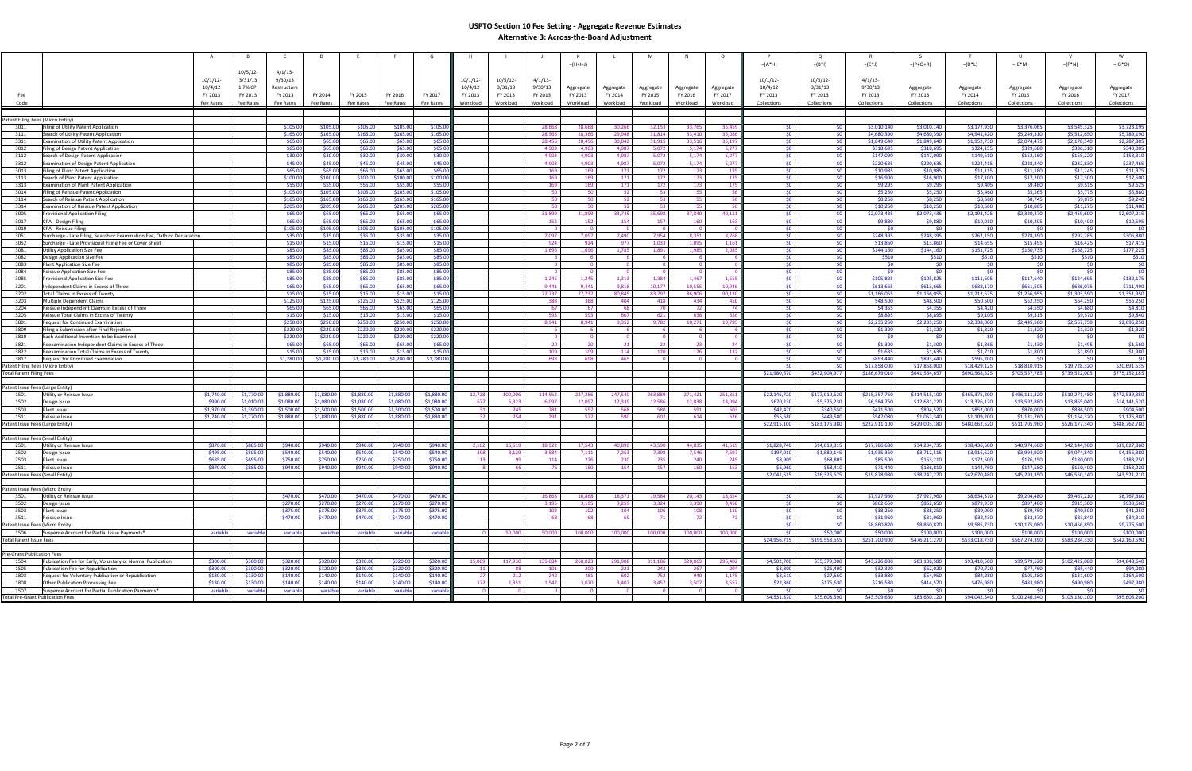# USPTO Section 10 Fee Setting - Aggregate Revenue Estimates

## Alternative 3: Across-the-Board Adjustment

| Fee Code | Fee | A 10/1/12-10/4/12 FY 2013 Fee Rates | B 10/5/12-3/31/13 1.7% CPI FY 2013 Fee Rates | C 4/1/13-9/30/13 Restructure FY 2013 Fee Rates | D FY 2014 Fee Rates | E FY 2015 Fee Rates | F FY 2016 Fee Rates | G FY 2017 Fee Rates | H 10/1/12-10/4/12 FY 2013 Workload | I 10/5/12-3/31/13 FY 2013 Workload | J 4/1/13-9/30/13 FY 2013 Workload | K =(H+I+J) Aggregate FY 2013 Workload | L Aggregate FY 2014 Workload | M Aggregate FY 2015 Workload | N Aggregate FY 2016 Workload | O Aggregate FY 2017 Workload | P =(A*H) 10/1/12-10/4/12 FY 2013 Collections | Q =(B*I) 10/5/12-3/31/13 FY 2013 Collections | R =(C*J) 4/1/13-9/30/13 FY 2013 Collections | S =(P+Q+R) Aggregate FY 2013 Collections | T =(D*L) Aggregate FY 2014 Collections | U =(E*M) Aggregate FY 2015 Collections | V =(F*N) Aggregate FY 2016 Collections | W =(G*O) Aggregate FY 2017 Collections |
|---|---|---|---|---|---|---|---|---|---|---|---|---|---|---|---|---|---|---|---|---|---|---|---|---|
| Patent Filing Fees (Micro Entity) | | | | | | | | | | | | | | | | | | | | | | | | |
| 3011 | Filing of Utility Patent Application | | | $105.00 | $105.00 | $105.00 | $105.00 | $105.00 | | | 28,668 | 28,668 | 30,266 | 32,153 | 33,765 | 35,459 | $0 | $0 | $3,010,140 | $3,010,140 | $3,177,930 | $3,376,065 | $3,545,325 | $3,723,195 |
| 3111 | Search of Utility Patent Application | | | $165.00 | $165.00 | $165.00 | $165.00 | $165.00 | | | 28,366 | 28,366 | 29,948 | 31,814 | 33,410 | 35,086 | $0 | $0 | $4,680,390 | $4,680,390 | $4,941,420 | $5,249,310 | $5,512,650 | $5,789,190 |
| 3311 | Examination of Utility Patent Application | | | $65.00 | $65.00 | $65.00 | $65.00 | $65.00 | | | 28,456 | 28,456 | 30,042 | 31,915 | 33,516 | 35,197 | $0 | $0 | $1,849,640 | $1,849,640 | $1,952,730 | $2,074,475 | $2,178,540 | $2,287,805 |
| 3012 | Filing of Design Patent Application | | | $65.00 | $65.00 | $65.00 | $65.00 | $65.00 | | | 4,903 | 4,903 | 4,987 | 5,072 | 5,174 | 5,277 | $0 | $0 | $318,695 | $318,695 | $324,155 | $329,680 | $336,310 | $343,005 |
| 3112 | Search of Design Patent Application | | | $30.00 | $30.00 | $30.00 | $30.00 | $30.00 | | | 4,903 | 4,903 | 4,987 | 5,072 | 5,174 | 5,277 | $0 | $0 | $147,090 | $147,090 | $149,610 | $152,160 | $155,220 | $158,310 |
| 3312 | Examination of Design Patent Application | | | $45.00 | $45.00 | $45.00 | $45.00 | $45.00 | | | 4,903 | 4,903 | 4,987 | 5,072 | 5,174 | 5,277 | $0 | $0 | $220,635 | $220,635 | $224,415 | $228,240 | $232,830 | $237,465 |
| 3013 | Filing of Plant Patent Application | | | $65.00 | $65.00 | $65.00 | $65.00 | $65.00 | | | 169 | 169 | 171 | 172 | 173 | 175 | $0 | $0 | $10,985 | $10,985 | $11,115 | $11,180 | $11,245 | $11,375 |
| 3113 | Search of Plant Patent Application | | | $100.00 | $100.00 | $100.00 | $100.00 | $100.00 | | | 169 | 169 | 171 | 172 | 173 | 175 | $0 | $0 | $16,900 | $16,900 | $17,100 | $17,200 | $17,300 | $17,500 |
| 3313 | Examination of Plant Patent Application | | | $55.00 | $55.00 | $55.00 | $55.00 | $55.00 | | | 169 | 169 | 171 | 172 | 173 | 175 | $0 | $0 | $9,295 | $9,295 | $9,405 | $9,460 | $9,515 | $9,625 |
| 3014 | Filing of Reissue Patent Application | | | $105.00 | $105.00 | $105.00 | $105.00 | $105.00 | | | 50 | 50 | 52 | 53 | 55 | 56 | $0 | $0 | $5,250 | $5,250 | $5,460 | $5,565 | $5,775 | $5,880 |
| 3114 | Search of Reissue Patent Application | | | $165.00 | $165.00 | $165.00 | $165.00 | $165.00 | | | 50 | 50 | 52 | 53 | 55 | 56 | $0 | $0 | $8,250 | $8,250 | $8,580 | $8,745 | $9,075 | $9,240 |
| 3314 | Examination of Reissue Patent Application | | | $205.00 | $205.00 | $205.00 | $205.00 | $205.00 | | | 50 | 50 | 52 | 53 | 55 | 56 | $0 | $0 | $10,250 | $10,250 | $10,660 | $10,865 | $11,275 | $11,480 |
| 3005 | Provisional Application Filing | | | $65.00 | $65.00 | $65.00 | $65.00 | $65.00 | | | 31,899 | 31,899 | 33,745 | 35,698 | 37,840 | 40,111 | $0 | $0 | $2,073,435 | $2,073,435 | $2,193,425 | $2,320,370 | $2,459,600 | $2,607,215 |
| 3017 | CPA - Design Filing | | | $65.00 | $65.00 | $65.00 | $65.00 | $65.00 | | | 152 | 152 | 154 | 157 | 160 | 163 | $0 | $0 | $9,880 | $9,880 | $10,010 | $10,205 | $10,400 | $10,595 |
| 3019 | CPA - Reissue Filing | | | $105.00 | $105.00 | $105.00 | $105.00 | $105.00 | | | 0 | 0 | 0 | 0 | 0 | 0 | $0 | $0 | $0 | $0 | $0 | $0 | $0 | $0 |
| 3051 | Surcharge - Late Filing, Search or Examination Fee, Oath or Declaration | | | $35.00 | $35.00 | $35.00 | $35.00 | $35.00 | | | 7,097 | 7,097 | 7,490 | 7,954 | 8,351 | 8,768 | $0 | $0 | $248,395 | $248,395 | $262,150 | $278,390 | $292,285 | $306,880 |
| 3052 | Surcharge - Late Provisional Filing Fee or Cover Sheet | | | $15.00 | $15.00 | $15.00 | $15.00 | $15.00 | | | 924 | 924 | 977 | 1,033 | 1,095 | 1,161 | $0 | $0 | $13,860 | $13,860 | $14,655 | $15,495 | $16,425 | $17,415 |
| 3081 | Utility Application Size Fee | | | $85.00 | $85.00 | $85.00 | $85.00 | $85.00 | | | 1,696 | 1,696 | 1,785 | 1,891 | 1,985 | 2,085 | $0 | $0 | $144,160 | $144,160 | $151,725 | $160,735 | $168,725 | $177,225 |
| 3082 | Design Application Size Fee | | | $85.00 | $85.00 | $85.00 | $85.00 | $85.00 | | | 6 | 6 | 6 | 6 | 6 | 6 | $0 | $0 | $510 | $510 | $510 | $510 | $510 | $510 |
| 3083 | Plant Application Size Fee | | | $85.00 | $85.00 | $85.00 | $85.00 | $85.00 | | | 0 | 0 | 0 | 0 | 0 | 0 | $0 | $0 | $0 | $0 | $0 | $0 | $0 | $0 |
| 3084 | Reissue Application Size Fee | | | $85.00 | $85.00 | $85.00 | $85.00 | $85.00 | | | 0 | 0 | 0 | 0 | 0 | 0 | $0 | $0 | $0 | $0 | $0 | $0 | $0 | $0 |
| 3085 | Provisional Application Size Fee | | | $85.00 | $85.00 | $85.00 | $85.00 | $85.00 | | | 1,245 | 1,245 | 1,313 | 1,384 | 1,467 | 1,555 | $0 | $0 | $105,825 | $105,825 | $111,605 | $117,640 | $124,695 | $132,175 |
| 3201 | Independent Claims in Excess of Three | | | $65.00 | $65.00 | $65.00 | $65.00 | $65.00 | | | 9,441 | 9,441 | 9,818 | 10,177 | 10,555 | 10,946 | $0 | $0 | $613,665 | $613,665 | $638,170 | $661,505 | $686,075 | $711,490 |
| 3202 | Total Claims in Excess of Twenty | | | $15.00 | $15.00 | $15.00 | $15.00 | $15.00 | | | 77,737 | 77,737 | 80,845 | 83,797 | 86,906 | 90,130 | $0 | $0 | $1,166,055 | $1,166,055 | $1,212,675 | $1,256,955 | $1,303,590 | $1,351,950 |
| 3203 | Multiple Dependent Claims | | | $125.00 | $125.00 | $125.00 | $125.00 | $125.00 | | | 388 | 388 | 404 | 418 | 434 | 450 | $0 | $0 | $48,500 | $48,500 | $50,500 | $52,250 | $54,250 | $56,250 |
| 3204 | Reissue Independent Claims in Excess of Three | | | $65.00 | $65.00 | $65.00 | $65.00 | $65.00 | | | 67 | 67 | 68 | 70 | 72 | 74 | $0 | $0 | $4,355 | $4,355 | $4,420 | $4,550 | $4,680 | $4,810 |
| 3205 | Reissue Total Claims in Excess of Twenty | | | $15.00 | $15.00 | $15.00 | $15.00 | $15.00 | | | 593 | 593 | 607 | 621 | 638 | 656 | $0 | $0 | $8,895 | $8,895 | $9,105 | $9,315 | $9,570 | $9,840 |
| 3801 | Request for Continued Examination | | | $250.00 | $250.00 | $250.00 | $250.00 | $250.00 | | | 8,941 | 8,941 | 9,352 | 9,782 | 10,271 | 10,785 | $0 | $0 | $2,235,250 | $2,235,250 | $2,338,000 | $2,445,500 | $2,567,750 | $2,696,250 |
| 3809 | Filing a Submission after Final Rejection | | | $220.00 | $220.00 | $220.00 | $220.00 | $220.00 | | | 6 | 6 | 6 | 6 | 6 | 6 | $0 | $0 | $1,320 | $1,320 | $1,320 | $1,320 | $1,320 | $1,320 |
| 3810 | Each Additional Invention to be Examined | | | $220.00 | $220.00 | $220.00 | $220.00 | $220.00 | | | 0 | 0 | 0 | 0 | 0 | 0 | $0 | $0 | $0 | $0 | $0 | $0 | $0 | $0 |
| 3821 | Reexamination Independent Claims in Excess of Three | | | $65.00 | $65.00 | $65.00 | $65.00 | $65.00 | | | 20 | 20 | 21 | 22 | 23 | 24 | $0 | $0 | $1,300 | $1,300 | $1,365 | $1,430 | $1,495 | $1,560 |
| 3822 | Reexamination Total Claims in Excess of Twenty | | | $15.00 | $15.00 | $15.00 | $15.00 | $15.00 | | | 109 | 109 | 114 | 120 | 126 | 132 | $0 | $0 | $1,635 | $1,635 | $1,710 | $1,800 | $1,890 | $1,980 |
| 3817 | Request for Prioritized Examination | | | $1,280.00 | $1,280.00 | $1,280.00 | $1,280.00 | $1,280.00 | | | 698 | 698 | 465 | 0 | 0 | 0 | $0 | $0 | $893,440 | $893,440 | $595,200 | $0 | $0 | $0 |
| Patent Filing Fees (Micro Entity) | | | | | | | | | | | | | | | | | $0 | $0 | $17,858,000 | $17,858,000 | $18,429,125 | $18,810,915 | $19,728,320 | $20,691,535 |
| Total Patent Filing Fees | | | | | | | | | | | | | | | | | $21,980,670 | $432,904,977 | $186,679,010 | $641,564,657 | $690,568,525 | $705,557,785 | $739,522,005 | $775,152,185 |
| Patent Issue Fees (Large Entity) | | | | | | | | | | | | | | | | | | | | | | | | |
| 1501 | Utility or Reissue Issue | $1,740.00 | $1,770.00 | $1,880.00 | $1,880.00 | $1,880.00 | $1,880.00 | $1,880.00 | 12,728 | 100,006 | 114,552 | 227,286 | 247,540 | 263,889 | 271,421 | 251,351 | $22,146,720 | $177,010,620 | $215,357,760 | $414,515,100 | $465,375,200 | $496,111,320 | $510,271,480 | $472,539,880 |
| 1502 | Design Issue | $990.00 | $1,010.00 | $1,080.00 | $1,080.00 | $1,080.00 | $1,080.00 | $1,080.00 | 677 | 5,323 | 6,097 | 12,097 | 12,339 | 12,586 | 12,818 | 13,094 | $670,230 | $5,376,230 | $6,584,760 | $12,631,220 | $13,326,120 | $13,592,880 | $13,865,040 | $14,141,520 |
| 1503 | Plant Issue | $1,370.00 | $1,390.00 | $1,500.00 | $1,500.00 | $1,500.00 | $1,500.00 | $1,500.00 | 31 | 245 | 281 | 557 | 568 | 580 | 591 | 603 | $42,470 | $340,550 | $421,500 | $804,520 | $852,000 | $870,000 | $886,500 | $904,500 |
| 1511 | Reissue Issue | $1,740.00 | $1,770.00 | $1,880.00 | $1,880.00 | $1,880.00 | $1,880.00 | $1,880.00 | 32 | 254 | 291 | 577 | 590 | 602 | 614 | 626 | $55,680 | $449,580 | $547,080 | $1,052,340 | $1,109,200 | $1,131,760 | $1,154,320 | $1,176,880 |
| Patent Issue Fees (Large Entity) | | | | | | | | | | | | | | | | | $22,915,100 | $183,176,980 | $222,911,100 | $429,003,180 | $480,662,520 | $511,705,960 | $526,177,340 | $488,762,780 |
| Patent Issue Fees (Small Entity) | | | | | | | | | | | | | | | | | | | | | | | | |
| 2501 | Utility or Reissue Issue | $870.00 | $885.00 | $940.00 | $940.00 | $940.00 | $940.00 | $940.00 | 2,102 | 16,519 | 18,922 | 37,543 | 40,890 | 43,590 | 44,835 | 41,519 | $1,828,740 | $14,619,315 | $17,786,680 | $34,234,735 | $38,436,600 | $40,974,600 | $42,144,900 | $39,027,860 |
| 2502 | Design Issue | $495.00 | $505.00 | $540.00 | $540.00 | $540.00 | $540.00 | $540.00 | 398 | 3,129 | 3,584 | 7,111 | 7,253 | 7,398 | 7,546 | 7,697 | $197,010 | $1,580,145 | $1,935,360 | $3,712,515 | $3,916,620 | $3,994,920 | $4,074,840 | $4,156,380 |
| 2503 | Plant Issue | $685.00 | $695.00 | $750.00 | $750.00 | $750.00 | $750.00 | $750.00 | 13 | 99 | 114 | 226 | 230 | 235 | 240 | 245 | $8,905 | $68,805 | $85,500 | $163,210 | $172,500 | $176,250 | $180,000 | $183,750 |
| 2511 | Reissue Issue | $870.00 | $885.00 | $940.00 | $940.00 | $940.00 | $940.00 | $940.00 | 8 | 66 | 76 | 150 | 154 | 157 | 160 | 163 | $6,960 | $58,410 | $71,440 | $136,810 | $144,760 | $147,580 | $150,400 | $153,220 |
| Patent Issue Fees (Small Entity) | | | | | | | | | | | | | | | | | $2,041,615 | $16,326,675 | $19,878,980 | $38,247,270 | $42,670,480 | $45,293,350 | $46,550,140 | $43,521,210 |
| Patent Issue Fees (Micro Entity) | | | | | | | | | | | | | | | | | | | | | | | | |
| 3501 | Utility or Reissue Issue | | | $470.00 | $470.00 | $470.00 | $470.00 | $470.00 | | | 16,868 | 16,868 | 18,371 | 19,584 | 20,143 | 18,654 | $0 | $0 | $7,927,960 | $7,927,960 | $8,634,370 | $9,204,480 | $9,467,210 | $8,767,380 |
| 3502 | Design Issue | | | $270.00 | $270.00 | $270.00 | $270.00 | $270.00 | | | 3,195 | 3,195 | 3,259 | 3,324 | 3,390 | 3,458 | $0 | $0 | $862,650 | $862,650 | $879,930 | $897,480 | $915,300 | $933,660 |
| 3503 | Plant Issue | | | $375.00 | $375.00 | $375.00 | $375.00 | $375.00 | | | 102 | 102 | 104 | 106 | 108 | 110 | $0 | $0 | $38,250 | $38,250 | $39,000 | $39,750 | $40,500 | $41,250 |
| 3511 | Reissue Issue | | | $470.00 | $470.00 | $470.00 | $470.00 | $470.00 | | | 68 | 68 | 69 | 71 | 72 | 73 | $0 | $0 | $31,960 | $31,960 | $32,430 | $33,370 | $33,840 | $34,310 |
| Patent Issue Fees (Micro Entity) | | | | | | | | | | | | | | | | | $0 | $0 | $8,860,820 | $8,860,820 | $9,585,730 | $10,175,080 | $10,456,850 | $9,776,600 |
| 1506 | Suspense Account for Partial Issue Payments* | variable | variable | variable | variable | variable | variable | variable | 0 | 50,000 | 50,000 | 100,000 | 100,000 | 100,000 | 100,000 | 100,000 | $0 | $50,000 | $50,000 | $100,000 | $100,000 | $100,000 | $100,000 | $100,000 |
| Total Patent Issue Fees | | | | | | | | | | | | | | | | | $24,956,715 | $199,553,655 | $251,700,900 | $476,211,270 | $533,018,730 | $567,274,390 | $583,284,330 | $542,160,590 |
| Pre-Grant Publication Fees | | | | | | | | | | | | | | | | | | | | | | | | |
| 1504 | Publication Fee for Early, Voluntary or Normal Publication | $300.00 | $300.00 | $320.00 | $320.00 | $320.00 | $320.00 | $320.00 | 15,009 | 117,930 | 135,084 | 268,023 | 291,908 | 311,186 | 320,069 | 296,402 | $4,502,700 | $35,379,000 | $43,226,880 | $83,108,580 | $93,410,560 | $99,579,520 | $102,422,080 | $94,848,640 |
| 1505 | Publication Fee for Republication | $300.00 | $300.00 | $320.00 | $320.00 | $320.00 | $320.00 | $320.00 | 11 | 88 | 101 | 200 | 221 | 243 | 267 | 294 | $3,300 | $26,400 | $32,320 | $62,020 | $70,720 | $77,760 | $85,440 | $94,080 |
| 1803 | Request for Voluntary Publication or Republication | $130.00 | $130.00 | $140.00 | $140.00 | $140.00 | $140.00 | $140.00 | 27 | 212 | 242 | 481 | 602 | 752 | 940 | 1,175 | $3,510 | $27,560 | $33,880 | $64,950 | $84,280 | $105,280 | $131,600 | $164,500 |
| 1808 | Other Publication Processing Fee | $130.00 | $130.00 | $140.00 | $140.00 | $140.00 | $140.00 | $140.00 | 172 | 1,351 | 1,547 | 3,070 | 3,407 | 3,457 | 3,507 | 3,557 | $22,360 | $175,630 | $216,580 | $414,570 | $476,980 | $483,980 | $490,980 | $497,980 |
| 1507 | Suspense Account for Partial Publication Payments* | variable | variable | variable | variable | variable | variable | variable | 0 | 0 | 0 | 0 | 0 | 0 | 0 | 0 | $0 | $0 | $0 | $0 | $0 | $0 | $0 | $0 |
| Total Pre-Grant Publication Fees | | | | | | | | | | | | | | | | | $4,531,870 | $35,608,590 | $43,509,660 | $83,650,120 | $94,042,540 | $100,246,540 | $103,130,100 | $95,605,200 |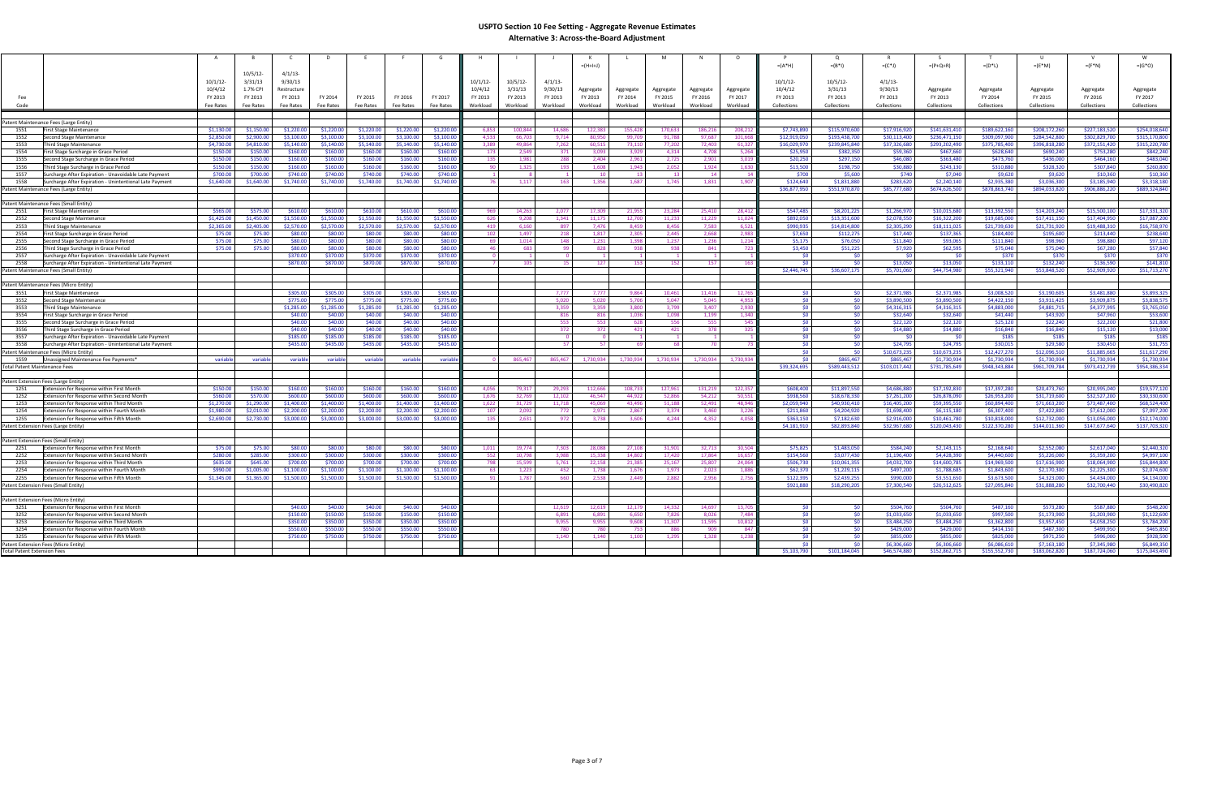# USPTO Section 10 Fee Setting - Aggregate Revenue Estimates

## Alternative 3: Across-the-Board Adjustment

| Fee Code | | A | B | C | D | E | F | G | H | I | J | K | L | M | N | O | P | Q | R | S | T | U | V | W |
|---|---|---|---|---|---|---|---|---|---|---|---|---|---|---|---|---|---|---|---|---|---|---|---|---|
| | | | | | | | | | | | | =(H+I+J) | | | | | =(A*H) | =(B*I) | =(C*J) | =(P+Q+R) | =(D*L) | =(E*M) | =(F*N) | =(G*O) |
| | | 10/1/12-10/4/12 FY 2013 Fee Rates | 10/5/12-3/31/13 1.7% CPI FY 2013 Fee Rates | 4/1/13-9/30/13 Restructure FY 2013 Fee Rates | FY 2014 Fee Rates | FY 2015 Fee Rates | FY 2016 Fee Rates | FY 2017 Fee Rates | 10/1/12-10/4/12 FY 2013 Workload | 10/5/12-3/31/13 FY 2013 Workload | 4/1/13-9/30/13 FY 2013 Workload | Aggregate FY 2013 Workload | Aggregate FY 2014 Workload | Aggregate FY 2015 Workload | Aggregate FY 2016 Workload | Aggregate FY 2017 Workload | 10/1/12-10/4/12 FY 2013 Collections | 10/5/12-3/31/13 FY 2013 Collections | 4/1/13-9/30/13 FY 2013 Collections | Aggregate FY 2013 Collections | Aggregate FY 2014 Collections | Aggregate FY 2015 Collections | Aggregate FY 2016 Collections | Aggregate FY 2017 Collections |
| **Patent Maintenance Fees (Large Entity)** | | | | | | | | | | | | | | | | | | | | | | | | |
| 1551 | First Stage Maintenance | $1,150.00 | $1,150.00 | $1,220.00 | $1,220.00 | $1,220.00 | $1,220.00 | $1,220.00 | 6,853 | 100,844 | 14,686 | 122,383 | 155,428 | 170,633 | 186,216 | 208,212 | $7,743,890 | $115,970,600 | $17,918,920 | $141,633,410 | $189,622,160 | $208,172,260 | $227,183,520 | $254,018,640 |
| 1552 | Second Stage Maintenance | $2,850.00 | $2,900.00 | $3,100.00 | $3,100.00 | $3,100.00 | $3,100.00 | $3,100.00 | 4,533 | 66,703 | 9,714 | 80,950 | 99,709 | 91,788 | 97,687 | 101,668 | $12,919,050 | $193,438,700 | $30,113,400 | $236,471,150 | $309,097,900 | $284,542,800 | $302,829,700 | $315,170,800 |
| 1553 | Third Stage Maintenance | $4,750.00 | $4,810.00 | $5,140.00 | $5,140.00 | $5,140.00 | $5,140.00 | $5,140.00 | 3,389 | 49,864 | 7,262 | 60,515 | 73,110 | 77,202 | 72,403 | 61,327 | $16,029,970 | $239,845,840 | $37,326,680 | $293,202,490 | $375,785,400 | $396,818,280 | $372,151,420 | $315,220,780 |
| 1554 | First Stage Surcharge in Grace Period | $150.00 | $150.00 | $160.00 | $160.00 | $160.00 | $160.00 | $160.00 | 173 | 2,549 | 371 | 3,093 | 3,929 | 4,314 | 4,708 | 5,264 | $25,950 | $382,350 | $59,360 | $467,660 | $628,640 | $690,240 | $753,280 | $842,240 |
| 1555 | Second Stage Surcharge in Grace Period | $150.00 | $150.00 | $160.00 | $160.00 | $160.00 | $160.00 | $160.00 | 135 | 1,981 | 288 | 2,404 | 2,961 | 2,725 | 2,901 | 3,019 | $20,250 | $297,150 | $46,080 | $363,480 | $473,760 | $436,000 | $464,160 | $483,040 |
| 1556 | Third Stage Surcharge in Grace Period | $150.00 | $150.00 | $160.00 | $160.00 | $160.00 | $160.00 | $160.00 | 90 | 1,325 | 193 | 1,608 | 1,943 | 2,052 | 1,924 | 1,630 | $13,500 | $198,750 | $30,880 | $243,130 | $310,880 | $328,320 | $307,840 | $260,800 |
| 1557 | Surcharge After Expiration - Unavoidable Late Payment | $700.00 | $700.00 | $740.00 | $740.00 | $740.00 | $740.00 | $740.00 | 1 | 8 | 1 | 10 | 13 | 13 | 14 | 14 | $700 | $5,600 | $740 | $7,040 | $9,620 | $9,620 | $10,360 | $10,360 |
| 1558 | Surcharge After Expiration - Unintentional Late Payment | $1,640.00 | $1,640.00 | $1,740.00 | $1,740.00 | $1,740.00 | $1,740.00 | $1,740.00 | 76 | 1,117 | 163 | 1,356 | 1,687 | 1,745 | 1,831 | 1,907 | $124,640 | $1,831,880 | $283,620 | $2,240,140 | $2,935,380 | $3,036,300 | $3,185,940 | $3,318,180 |
| Patent Maintenance Fees (Large Entity) | | | | | | | | | | | | | | | | | $36,877,950 | $551,970,870 | $85,777,680 | $674,626,500 | $878,863,740 | $894,033,820 | $906,886,220 | $889,324,840 |
| **Patent Maintenance Fees (Small Entity)** | | | | | | | | | | | | | | | | | | | | | | | | |
| 2551 | First Stage Maintenance | $565.00 | $575.00 | $610.00 | $610.00 | $610.00 | $610.00 | $610.00 | 969 | 14,263 | 2,077 | 17,309 | 21,955 | 23,284 | 25,410 | 28,412 | $547,485 | $8,201,225 | $1,266,970 | $10,015,680 | $13,392,550 | $14,203,240 | $15,500,100 | $17,331,320 |
| 2552 | Second Stage Maintenance | $1,425.00 | $1,450.00 | $1,550.00 | $1,550.00 | $1,550.00 | $1,550.00 | $1,550.00 | 626 | 9,208 | 1,341 | 11,175 | 12,700 | 11,233 | 11,229 | 11,024 | $892,050 | $13,351,600 | $2,078,550 | $16,322,200 | $19,685,000 | $17,411,150 | $17,404,950 | $17,087,200 |
| 2553 | Third Stage Maintenance | $2,365.00 | $2,405.00 | $2,570.00 | $2,570.00 | $2,570.00 | $2,570.00 | $2,570.00 | 419 | 6,160 | 897 | 7,476 | 8,459 | 8,456 | 7,583 | 6,521 | $990,935 | $14,814,800 | $2,305,290 | $18,111,025 | $21,739,630 | $21,731,920 | $19,488,310 | $16,758,970 |
| 2554 | First Stage Surcharge in Grace Period | $75.00 | $75.00 | $80.00 | $80.00 | $80.00 | $80.00 | $80.00 | 102 | 1,497 | 218 | 1,817 | 2,305 | 2,445 | 2,668 | 2,983 | $7,650 | $112,275 | $17,440 | $137,365 | $184,400 | $195,600 | $213,440 | $238,640 |
| 2555 | Second Stage Surcharge in Grace Period | $75.00 | $75.00 | $80.00 | $80.00 | $80.00 | $80.00 | $80.00 | 69 | 1,014 | 148 | 1,231 | 1,398 | 1,237 | 1,236 | 1,214 | $5,175 | $76,050 | $11,840 | $93,065 | $111,840 | $98,960 | $98,880 | $97,120 |
| 2556 | Third Stage Surcharge in Grace Period | $75.00 | $75.00 | $80.00 | $80.00 | $80.00 | $80.00 | $80.00 | 46 | 683 | 99 | 828 | 938 | 938 | 841 | 723 | $3,450 | $51,225 | $7,920 | $62,595 | $75,040 | $75,040 | $67,280 | $57,840 |
| 2557 | Surcharge After Expiration - Unavoidable Late Payment | | | $370.00 | $370.00 | $370.00 | $370.00 | $370.00 | 0 | 1 | 0 | 1 | 1 | 1 | 1 | 1 | $0 | $0 | $0 | $0 | $370 | $370 | $370 | $370 |
| 2558 | Surcharge After Expiration - Unintentional Late Payment | | | $870.00 | $870.00 | $870.00 | $870.00 | $870.00 | 7 | 105 | 15 | 127 | 153 | 152 | 157 | 163 | $0 | $0 | $13,050 | $13,050 | $133,110 | $132,240 | $136,590 | $141,810 |
| Patent Maintenance Fees (Small Entity) | | | | | | | | | | | | | | | | | $2,446,745 | $36,607,175 | $5,701,060 | $44,754,980 | $55,321,940 | $53,848,520 | $52,909,920 | $51,713,270 |
| **Patent Maintenance Fees (Micro Entity)** | | | | | | | | | | | | | | | | | | | | | | | | |
| 3551 | First Stage Maintenance | | | $305.00 | $305.00 | $305.00 | $305.00 | $305.00 | | | 7,777 | 7,777 | 9,864 | 10,461 | 11,416 | 12,765 | $0 | $0 | $2,371,985 | $2,371,985 | $3,008,520 | $3,190,605 | $3,481,880 | $3,893,325 |
| 3552 | Second Stage Maintenance | | | $775.00 | $775.00 | $775.00 | $775.00 | $775.00 | | | 5,020 | 5,020 | 5,706 | 5,047 | 5,045 | 4,953 | $0 | $0 | $3,890,500 | $3,890,500 | $4,422,150 | $3,911,425 | $3,909,875 | $3,838,575 |
| 3553 | Third Stage Maintenance | | | $1,285.00 | $1,285.00 | $1,285.00 | $1,285.00 | $1,285.00 | | | 3,359 | 3,359 | 3,800 | 3,799 | 3,407 | 2,930 | $0 | $0 | $4,316,315 | $4,316,315 | $4,883,000 | $4,881,715 | $4,377,995 | $3,765,050 |
| 3554 | First Stage Surcharge in Grace Period | | | $40.00 | $40.00 | $40.00 | $40.00 | $40.00 | | | 816 | 816 | 1,036 | 1,098 | 1,199 | 1,340 | $0 | $0 | $32,640 | $32,640 | $41,440 | $43,920 | $47,960 | $53,600 |
| 3555 | Second Stage Surcharge in Grace Period | | | $40.00 | $40.00 | $40.00 | $40.00 | $40.00 | | | 553 | 553 | 628 | 556 | 555 | 545 | $0 | $0 | $22,120 | $22,120 | $25,120 | $22,240 | $22,200 | $21,800 |
| 3556 | Third Stage Surcharge in Grace Period | | | $40.00 | $40.00 | $40.00 | $40.00 | $40.00 | | | 372 | 372 | 421 | 421 | 378 | 325 | $0 | $0 | $14,880 | $14,880 | $16,840 | $16,840 | $15,120 | $13,000 |
| 3557 | Surcharge After Expiration - Unavoidable Late Payment | | | $185.00 | $185.00 | $185.00 | $185.00 | $185.00 | | | 0 | 0 | 1 | 1 | 1 | 1 | $0 | $0 | $0 | $0 | $185 | $185 | $185 | $185 |
| 3558 | Surcharge After Expiration - Unintentional Late Payment | | | $435.00 | $435.00 | $435.00 | $435.00 | $435.00 | | | 57 | 57 | 69 | 68 | 70 | 73 | $0 | $0 | $24,795 | $24,795 | $30,015 | $29,580 | $30,450 | $31,755 |
| Patent Maintenance Fees (Micro Entity) | | | | | | | | | | | | | | | | | $0 | $0 | $10,673,235 | $10,673,235 | $12,427,270 | $12,096,510 | $11,885,665 | $11,617,290 |
| 1559 | Unassigned Maintenance Fee Payments* | variable | variable | variable | variable | variable | variable | variable | 0 | 865,467 | 865,467 | 1,730,934 | 1,730,934 | 1,730,934 | 1,730,934 | 1,730,934 | $0 | $865,467 | $865,467 | $1,730,934 | $1,730,934 | $1,730,934 | $1,730,934 | $1,730,934 |
| Total Patent Maintenance Fees | | | | | | | | | | | | | | | | | $39,324,695 | $589,443,512 | $103,017,442 | $731,785,649 | $948,343,884 | $961,709,784 | $973,412,739 | $954,386,334 |
| **Patent Extension Fees (Large Entity)** | | | | | | | | | | | | | | | | | | | | | | | | |
| 1251 | Extension for Response within First Month | $150.00 | $150.00 | $160.00 | $160.00 | $160.00 | $160.00 | $160.00 | 4,056 | 79,317 | 29,293 | 112,666 | 108,733 | 127,961 | 131,219 | 122,357 | $608,400 | $11,897,550 | $4,686,880 | $17,192,830 | $17,397,280 | $20,473,760 | $20,995,040 | $19,577,120 |
| 1252 | Extension for Response within Second Month | $560.00 | $570.00 | $600.00 | $600.00 | $600.00 | $600.00 | $600.00 | 1,676 | 32,769 | 12,102 | 46,547 | 44,922 | 52,866 | 54,212 | 50,551 | $938,560 | $18,678,330 | $7,261,200 | $26,878,090 | $26,953,200 | $31,719,600 | $32,527,200 | $30,330,600 |
| 1253 | Extension for Response within Third Month | $1,270.00 | $1,290.00 | $1,400.00 | $1,400.00 | $1,400.00 | $1,400.00 | $1,400.00 | 1,622 | 31,729 | 11,718 | 45,069 | 43,496 | 51,188 | 52,491 | 48,946 | $2,059,940 | $40,930,410 | $16,405,200 | $59,395,550 | $60,894,400 | $71,663,200 | $73,487,400 | $68,524,400 |
| 1254 | Extension for Response within Fourth Month | $1,980.00 | $2,010.00 | $2,200.00 | $2,200.00 | $2,200.00 | $2,200.00 | $2,200.00 | 107 | 2,092 | 772 | 2,971 | 2,867 | 3,374 | 3,460 | 3,226 | $211,860 | $4,204,920 | $1,698,400 | $6,115,180 | $6,307,400 | $7,422,800 | $7,612,000 | $7,097,200 |
| 1255 | Extension for Response within Fifth Month | $2,690.00 | $2,730.00 | $3,000.00 | $3,000.00 | $3,000.00 | $3,000.00 | $3,000.00 | 135 | 2,631 | 972 | 3,738 | 3,606 | 4,244 | 4,352 | 4,058 | $363,150 | $7,182,630 | $2,916,000 | $10,461,780 | $10,818,000 | $12,732,000 | $13,056,000 | $12,174,000 |
| Patent Extension Fees (Large Entity) | | | | | | | | | | | | | | | | | $4,181,910 | $82,893,840 | $32,967,680 | $120,043,430 | $122,370,280 | $144,011,360 | $147,677,640 | $137,703,320 |
| **Patent Extension Fees (Small Entity)** | | | | | | | | | | | | | | | | | | | | | | | | |
| 2251 | Extension for Response within First Month | $75.00 | $75.00 | $80.00 | $80.00 | $80.00 | $80.00 | $80.00 | 1,011 | 19,774 | 7,303 | 28,088 | 27,108 | 31,901 | 32,713 | 30,504 | $75,825 | $1,483,050 | $584,240 | $2,143,115 | $2,168,640 | $2,552,080 | $2,617,040 | $2,440,320 |
| 2252 | Extension for Response within Second Month | $280.00 | $285.00 | $300.00 | $300.00 | $300.00 | $300.00 | $300.00 | 552 | 10,798 | 3,988 | 15,338 | 14,802 | 17,420 | 17,864 | 16,657 | $154,560 | $3,077,430 | $1,196,400 | $4,428,390 | $4,440,600 | $5,226,000 | $5,359,200 | $4,997,100 |
| 2253 | Extension for Response within Third Month | $635.00 | $645.00 | $700.00 | $700.00 | $700.00 | $700.00 | $700.00 | 798 | 15,599 | 5,761 | 22,158 | 21,385 | 25,167 | 25,807 | 24,064 | $506,730 | $10,061,355 | $4,032,700 | $14,600,785 | $14,969,500 | $17,616,900 | $18,064,900 | $16,844,800 |
| 2254 | Extension for Response within Fourth Month | $990.00 | $1,005.00 | $1,100.00 | $1,100.00 | $1,100.00 | $1,100.00 | $1,100.00 | 63 | 1,223 | 452 | 1,738 | 1,676 | 1,973 | 2,023 | 1,886 | $62,370 | $1,229,115 | $497,200 | $1,788,685 | $1,843,600 | $2,170,300 | $2,225,300 | $2,074,600 |
| 2255 | Extension for Response within Fifth Month | $1,345.00 | $1,365.00 | $1,500.00 | $1,500.00 | $1,500.00 | $1,500.00 | $1,500.00 | 91 | 1,787 | 660 | 2,538 | 2,449 | 2,882 | 2,956 | 2,756 | $122,395 | $2,439,255 | $990,000 | $3,551,650 | $3,673,500 | $4,323,000 | $4,434,000 | $4,134,000 |
| Patent Extension Fees (Small Entity) | | | | | | | | | | | | | | | | | $921,880 | $18,290,205 | $7,300,540 | $26,512,625 | $27,095,840 | $31,888,280 | $32,700,440 | $30,490,820 |
| **Patent Extension Fees (Micro Entity)** | | | | | | | | | | | | | | | | | | | | | | | | |
| 3251 | Extension for Response within First Month | | | $40.00 | $40.00 | $40.00 | $40.00 | $40.00 | | | 12,619 | 12,619 | 12,179 | 14,332 | 14,697 | 13,705 | $0 | $0 | $504,760 | $504,760 | $487,160 | $573,280 | $587,880 | $548,200 |
| 3252 | Extension for Response within Second Month | | | $150.00 | $150.00 | $150.00 | $150.00 | $150.00 | | | 6,891 | 6,891 | 6,650 | 7,826 | 8,026 | 7,484 | $0 | $0 | $1,033,650 | $1,033,650 | $997,500 | $1,173,900 | $1,203,900 | $1,122,600 |
| 3253 | Extension for Response within Third Month | | | $350.00 | $350.00 | $350.00 | $350.00 | $350.00 | | | 9,955 | 9,955 | 9,608 | 11,307 | 11,595 | 10,812 | $0 | $0 | $3,484,250 | $3,484,250 | $3,362,800 | $3,957,450 | $4,058,250 | $3,784,200 |
| 3254 | Extension for Response within Fourth Month | | | $550.00 | $550.00 | $550.00 | $550.00 | $550.00 | | | 780 | 780 | 753 | 886 | 909 | 847 | $0 | $0 | $429,000 | $429,000 | $414,150 | $487,300 | $499,950 | $465,850 |
| 3255 | Extension for Response within Fifth Month | | | $750.00 | $750.00 | $750.00 | $750.00 | $750.00 | | | 1,140 | 1,140 | 1,100 | 1,295 | 1,328 | 1,238 | $0 | $0 | $855,000 | $855,000 | $825,000 | $971,250 | $996,000 | $928,500 |
| Patent Extension Fees (Micro Entity) | | | | | | | | | | | | | | | | | $0 | $0 | $6,306,660 | $6,306,660 | $6,086,610 | $7,163,180 | $7,345,980 | $6,849,350 |
| Total Patent Extension Fees | | | | | | | | | | | | | | | | | $5,103,790 | $101,184,045 | $46,574,880 | $152,862,715 | $155,552,730 | $183,062,820 | $187,724,060 | $175,043,490 |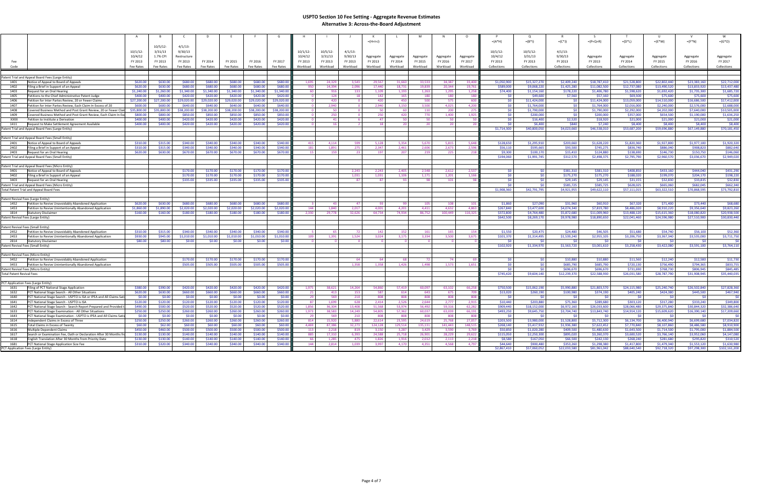# USPTO Section 10 Fee Setting - Aggregate Revenue Estimates

## Alternative 3: Across-the-Board Adjustment

| | | A | B | C | D | E | F | G | H | I | J | K | L | M | N | O | P | Q | R | S | T | U | V | W |
|---|---|---|---|---|---|---|---|---|---|---|---|---|---|---|---|---|---|---|---|---|---|---|---|---|
| | | | | | | | | | | | | =(H+I+J) | | | | | =(A*H) | =(B*I) | =(C*J) | =(P+Q+R) | =(D*L) | =(E*M) | =(F*N) | =(G*O) |
| Fee Code | | 10/1/12-10/4/12 FY 2013 Fee Rates | 10/5/12-3/31/13 1.7% CPI FY 2013 Fee Rates | 4/1/13-9/30/13 Restructure FY 2013 Fee Rates | FY 2014 Fee Rates | FY 2015 Fee Rates | FY 2016 Fee Rates | FY 2017 Fee Rates | 10/1/12-10/4/12 FY 2013 Workload | 10/5/12-3/31/13 FY 2013 Workload | 4/1/13-9/30/13 FY 2013 Workload | Aggregate FY 2013 Workload | Aggregate FY 2014 Workload | Aggregate FY 2015 Workload | Aggregate FY 2016 Workload | Aggregate FY 2017 Workload | 10/1/12-10/4/12 FY 2013 Collections | 10/5/12-3/31/13 FY 2013 Collections | 4/1/13-9/30/13 FY 2013 Collections | Aggregate FY 2013 Collections | Aggregate FY 2014 Collections | Aggregate FY 2015 Collections | Aggregate FY 2016 Collections | Aggregate FY 2017 Collections |
| **Patent Trial and Appeal Board Fees (Large Entity)** | | | | | | | | | | | | | | | | | | | | | | | | |
| 1401 | Notice of Appeal to Board of Appeals | $620.00 | $630.00 | $680.00 | $680.00 | $680.00 | $680.00 | $680.00 | 1,695 | 24,329 | 3,543 | 29,567 | 31,660 | 33,533 | 34,387 | 33,400 | $1,050,900 | $15,327,270 | $2,409,240 | $18,787,410 | $21,528,800 | $22,802,440 | $23,383,160 | $22,712,000 |
| 1402 | Filing a Brief in Support of an Appeal | $620.00 | $630.00 | $680.00 | $680.00 | $680.00 | $680.00 | $680.00 | 950 | 14,394 | 2,096 | 17,440 | 18,731 | 19,839 | 20,344 | 19,761 | $589,000 | $9,068,220 | $1,425,280 | $11,082,500 | $12,737,080 | $13,490,520 | $13,833,920 | $13,437,480 |
| 1403 | Request for an Oral Hearing | $1,240.00 | $1,260.00 | $1,340.00 | $1,340.00 | $1,340.00 | $1,340.00 | $1,340.00 | 60 | 916 | 133 | 1,109 | 1,193 | 1,263 | 1,295 | 1,258 | $74,400 | $1,154,160 | $178,220 | $1,406,780 | $1,598,620 | $1,692,420 | $1,735,300 | $1,685,720 |
| 1405 | Petitions to the Chief Administrative Patent Judge | $400.00 | $400.00 | $420.00 | $420.00 | $420.00 | $420.00 | $420.00 | 0 | 124 | 18 | 142 | 165 | 180 | 180 | 180 | $0 | $49,600 | $7,560 | $57,160 | $69,300 | $75,600 | $75,600 | $75,600 |
| 1406 | Petition for Inter Partes Review, 20 or Fewer Claims | $27,200.00 | $27,200.00 | $29,020.00 | $29,020.00 | $29,020.00 | $29,020.00 | $29,020.00 | 0 | 420 | 0 | 420 | 450 | 500 | 575 | 600 | $0 | $11,424,000 | $0 | $11,424,000 | $13,059,000 | $14,510,000 | $16,686,500 | $17,412,000 |
| 1407 | Petition for Inter Partes Review, Each Claim In Excess of 20 | $600.00 | $600.00 | $640.00 | $640.00 | $640.00 | $640.00 | $640.00 | 0 | 2,940 | 0 | 2,940 | 3,150 | 3,500 | 4,025 | 4,200 | $0 | $1,764,000 | $0 | $1,764,000 | $2,016,000 | $2,240,000 | $2,576,000 | $2,688,000 |
| 1408 | Covered Business Method and Post Grant Review, 20 or Fewer Clai | $35,800.00 | $35,800.00 | $38,200.00 | $38,200.00 | $38,200.00 | $38,200.00 | $38,200.00 | 0 | 50 | 0 | 50 | 60 | 110 | 200 | 275 | $0 | $1,790,000 | $0 | $1,790,000 | $2,292,000 | $4,202,000 | $7,640,000 | $10,505,000 |
| 1409 | Covered Business Method and Post Grant Review, Each Claim In Ex | $800.00 | $800.00 | $850.00 | $850.00 | $850.00 | $850.00 | $850.00 | 0 | 250 | 0 | 250 | 420 | 770 | 1,400 | 1,925 | $0 | $200,000 | $0 | $200,000 | $357,000 | $654,500 | $1,190,000 | $1,636,250 |
| XXXX | Petition to Institute a Derivation | $400.00 | $400.00 | $420.00 | $420.00 | $420.00 | $420.00 | $420.00 | 0 | 41 | 6 | 47 | 50 | 50 | 50 | 50 | $0 | $16,400 | $2,520 | $18,920 | $21,000 | $21,000 | $21,000 | $21,000 |
| 1411 | Request to Make Settlement Agreement Available | $400.00 | $400.00 | $420.00 | $420.00 | $420.00 | $420.00 | $420.00 | 0 | 16 | 2 | 18 | 20 | 20 | 20 | 20 | $0 | $6,400 | $840 | $7,240 | $8,400 | $8,400 | $8,400 | $8,400 |
| **Patent Trial and Appeal Board Fees (Large Entity)** | | | | | | | | | | | | | | | | | $1,714,300 | $40,800,050 | $4,023,660 | $46,538,010 | $53,687,200 | $59,696,880 | $67,149,880 | $70,181,450 |
| **Patent Trial and Appeal Board Fees (Small Entity)** | | | | | | | | | | | | | | | | | | | | | | | | |
| 2401 | Notice of Appeal to Board of Appeals | $310.00 | $315.00 | $340.00 | $340.00 | $340.00 | $340.00 | $340.00 | 415 | 4,114 | 599 | 5,128 | 5,354 | 5,670 | 5,815 | 5,648 | $128,650 | $1,295,910 | $203,660 | $1,628,220 | $1,820,360 | $1,927,800 | $1,977,100 | $1,920,320 |
| 2402 | Filing a Brief in Support of an Appeal | $310.00 | $315.00 | $340.00 | $340.00 | $340.00 | $340.00 | $340.00 | 181 | 1,891 | 275 | 2,347 | 2,461 | 2,606 | 2,673 | 2,596 | $56,110 | $595,665 | $93,500 | $745,275 | $836,740 | $886,040 | $908,820 | $882,640 |
| 2403 | Request for an Oral Hearing | $620.00 | $630.00 | $670.00 | $670.00 | $670.00 | $670.00 | $670.00 | 15 | 159 | 23 | 197 | 207 | 219 | 225 | 218 | $9,300 | $100,170 | $15,410 | $124,880 | $138,690 | $146,730 | $150,750 | $146,060 |
| **Patent Trial and Appeal Board Fees (Small Entity)** | | | | | | | | | | | | | | | | | $194,060 | $1,991,745 | $312,570 | $2,498,375 | $2,795,790 | $2,960,570 | $3,036,670 | $2,949,020 |
| **Patent Trial and Appeal Board Fees (Micro Entity)** | | | | | | | | | | | | | | | | | | | | | | | | |
| 3401 | Notice of Appeal to Board of Appeals | | | $170.00 | $170.00 | $170.00 | $170.00 | $170.00 | | | 2,243 | 2,243 | 2,405 | 2,548 | 2,612 | 2,537 | $0 | $0 | $381,310 | $381,310 | $408,850 | $433,160 | $444,040 | $431,290 |
| 3402 | Filing a Brief in Support of an Appeal | | | $170.00 | $170.00 | $170.00 | $170.00 | $170.00 | | | 1,031 | 1,031 | 1,106 | 1,171 | 1,201 | 1,166 | $0 | $0 | $175,270 | $175,270 | $188,020 | $199,070 | $204,170 | $198,220 |
| 3403 | Request for an Oral Hearing | | | $335.00 | $335.00 | $335.00 | $335.00 | $335.00 | | | 87 | 87 | 93 | 98 | 101 | 98 | $0 | $0 | $29,145 | $29,145 | $31,155 | $32,830 | $33,835 | $32,830 |
| **Patent Trial and Appeal Board Fees (Micro Entity)** | | | | | | | | | | | | | | | | | $0 | $0 | $585,725 | $585,725 | $628,025 | $665,060 | $682,045 | $662,340 |
| **Total Patent Trial and Appeal Board Fees** | | | | | | | | | | | | | | | | | $1,908,360 | $42,791,795 | $4,921,955 | $49,622,110 | $57,111,015 | $63,322,510 | $70,868,595 | $73,792,810 |
| **Patent Revival Fees (Large Entity)** | | | | | | | | | | | | | | | | | | | | | | | | |
| 1452 | Petition to Revive Unavoidably Abandoned Application | $620.00 | $630.00 | $680.00 | $680.00 | $680.00 | $680.00 | $680.00 | 3 | 43 | 47 | 93 | 99 | 105 | 108 | 101 | $1,860 | $27,090 | $31,960 | $60,910 | $67,320 | $71,400 | $73,440 | $68,680 |
| 1453 | Petition to Revive Unintentionally Abandoned Application | $1,860.00 | $1,890.00 | $2,020.00 | $2,020.00 | $2,020.00 | $2,020.00 | $2,020.00 | 144 | 1,840 | 2,017 | 4,001 | 4,201 | 4,411 | 4,632 | 4,863 | $267,840 | $3,477,600 | $4,074,340 | $7,819,780 | $8,486,020 | $8,910,220 | $9,356,640 | $9,823,260 |
| 1814 | Statutory Disclaimer | $160.00 | $160.00 | $180.00 | $180.00 | $180.00 | $180.00 | $180.00 | 2,330 | 29,778 | 32,626 | 64,734 | 74,934 | 86,752 | 100,449 | 116,325 | $372,800 | $4,764,480 | $5,872,680 | $11,009,960 | $13,488,120 | $15,615,360 | $18,080,820 | $20,938,500 |
| **Patent Revival Fees (Large Entity)** | | | | | | | | | | | | | | | | | $642,500 | $8,269,170 | $9,978,980 | $18,890,650 | $22,041,460 | $24,596,980 | $27,510,900 | $30,830,440 |
| **Patent Revival Fees (Small Entity)** | | | | | | | | | | | | | | | | | | | | | | | | |
| 2452 | Petition to Revive Unavoidably Abandoned Application | $310.00 | $315.00 | $340.00 | $340.00 | $340.00 | $340.00 | $340.00 | 5 | 65 | 72 | 142 | 152 | 161 | 165 | 154 | $1,550 | $20,475 | $24,480 | $46,505 | $51,680 | $54,740 | $56,100 | $52,360 |
| 2453 | Petition to Revive Unintentionally Abandoned Application | $930.00 | $945.00 | $1,010.00 | $1,010.00 | $1,010.00 | $1,010.00 | $1,010.00 | 109 | 1,391 | 1,524 | 3,024 | 3,175 | 3,334 | 3,500 | 3,675 | $101,370 | $1,314,495 | $1,539,240 | $2,955,105 | $3,206,750 | $3,367,340 | $3,535,000 | $3,711,750 |
| 2814 | Statutory Disclaimer | $80.00 | $80.00 | $0.00 | $0.00 | $0.00 | $0.00 | $0.00 | 0 | 0 | 0 | 0 | 0 | 0 | 0 | 0 | $0 | $0 | $0 | $0 | $0 | $0 | $0 | $0 |
| **Patent Revival Fees (Small Entity)** | | | | | | | | | | | | | | | | | $102,920 | $1,334,970 | $1,563,720 | $3,001,610 | $3,258,430 | $3,422,080 | $3,591,100 | $3,764,110 |
| **Patent Revival Fees (Micro Entity)** | | | | | | | | | | | | | | | | | | | | | | | | |
| 3452 | Petition to Revive Unavoidably Abandoned Application | | | $170.00 | $170.00 | $170.00 | $170.00 | $170.00 | | | 64 | 64 | 68 | 72 | 74 | 69 | $0 | $0 | $10,880 | $10,880 | $11,560 | $12,240 | $12,580 | $11,730 |
| 3453 | Petition to Revive Unintentionally Abandoned Application | | | $505.00 | $505.00 | $505.00 | $505.00 | $505.00 | | | 1,358 | 1,358 | 1,426 | 1,498 | 1,573 | 1,651 | $0 | $0 | $685,790 | $685,790 | $720,130 | $756,490 | $794,365 | $833,755 |
| **Patent Revival Fees (Micro Entity)** | | | | | | | | | | | | | | | | | $0 | $0 | $696,670 | $696,670 | $731,690 | $768,730 | $806,945 | $845,485 |
| **Total Patent Revival Fees** | | | | | | | | | | | | | | | | | $745,420 | $9,604,140 | $12,239,370 | $22,588,930 | $26,031,580 | $28,787,790 | $31,908,945 | $35,440,035 |
| **PCT Application Fees (Large Entity)** | | | | | | | | | | | | | | | | | | | | | | | | |
| 1631 | Filing of PCT National Stage Application | $380.00 | $390.00 | $420.00 | $420.00 | $420.00 | $420.00 | $420.00 | 1,975 | 38,621 | 14,264 | 54,860 | 57,419 | 60,097 | 63,102 | 66,258 | $750,500 | $15,062,190 | $5,990,880 | $21,803,570 | $24,115,980 | $25,240,740 | $26,502,840 | $27,828,360 |
| 1632 | PCT National Stage Search - All Other Situations | $620.00 | $630.00 | $660.00 | $660.00 | $660.00 | $660.00 | $660.00 | 21 | 413 | 153 | 587 | 614 | 643 | 675 | 709 | $13,020 | $260,190 | $100,980 | $374,190 | $405,240 | $424,380 | $445,500 | $467,940 |
| 1640 | PCT National Stage Search - USPTO is ISA or IPEA and All Claims Sat | $0.00 | $0.00 | $0.00 | $0.00 | $0.00 | $0.00 | $0.00 | 29 | 569 | 210 | 808 | 808 | 808 | 808 | 808 | $0 | $0 | $0 | $0 | $0 | $0 | $0 | $0 |
| 1641 | PCT National Stage Search - USPTO is ISA | $120.00 | $120.00 | $120.00 | $120.00 | $120.00 | $120.00 | $120.00 | 87 | 1,699 | 628 | 2,414 | 2,526 | 2,644 | 2,777 | 2,915 | $10,440 | $203,880 | $75,360 | $289,680 | $303,120 | $317,280 | $333,240 | $349,800 |
| 1642 | PCT National Stage Search - Search Report Prepared and Provided t | $490.00 | $500.00 | $520.00 | $520.00 | $520.00 | $520.00 | $520.00 | 1,856 | 36,304 | 13,408 | 51,568 | 53,974 | 56,492 | 59,316 | 62,282 | $909,440 | $18,152,000 | $6,972,160 | $26,033,600 | $28,066,480 | $29,375,840 | $30,844,320 | $32,386,640 |
| 1633 | PCT National Stage Examination - All Other Situations | $250.00 | $250.00 | $260.00 | $260.00 | $260.00 | $260.00 | $260.00 | 1,973 | 38,583 | 14,249 | 54,805 | 57,362 | 60,037 | 63,039 | 66,191 | $493,250 | $9,645,750 | $3,704,740 | $13,843,740 | $14,914,120 | $15,609,620 | $16,390,140 | $17,209,660 |
| 1643 | PCT National Stage Examination - USPTO is IPEA and All Claims Satis | $0.00 | $0.00 | $0.00 | $0.00 | $0.00 | $0.00 | $0.00 | 29 | 569 | 210 | 808 | 808 | 808 | 808 | 808 | $0 | $0 | $0 | $0 | $0 | $0 | $0 | $0 |
| 1614 | Independent Claims in Excess of Three | $250.00 | $250.00 | $260.00 | $260.00 | $260.00 | $260.00 | $260.00 | 814 | 15,920 | 5,880 | 22,614 | 23,595 | 24,619 | 25,768 | 27,057 | $203,500 | $3,980,000 | $1,528,800 | $5,712,300 | $6,134,700 | $6,400,940 | $6,699,680 | $7,034,820 |
| 1615 | Total Claims in Excess of Twenty | $60.00 | $62.00 | $60.00 | $60.00 | $60.00 | $60.00 | $60.00 | 4,469 | 87,386 | 32,273 | 124,128 | 129,514 | 135,131 | 141,443 | 148,515 | $268,140 | $5,417,932 | $1,936,380 | $7,622,452 | $7,770,840 | $8,107,860 | $8,486,580 | $8,910,900 |
| 1616 | Multiple Dependent Claims | $450.00 | $460.00 | $500.00 | $500.00 | $500.00 | $500.00 | $500.00 | 113 | 2,218 | 819 | 3,150 | 3,287 | 3,429 | 3,590 | 3,769 | $50,850 | $1,020,280 | $409,500 | $1,480,630 | $1,643,500 | $1,714,500 | $1,795,000 | $1,884,500 |
| 1617 | Search or Examination Fee, Oath or Declaration After 30 Months fr | $130.00 | $130.00 | $140.00 | $140.00 | $140.00 | $140.00 | $140.00 | 885 | 17,310 | 6,393 | 24,588 | 25,718 | 26,901 | 28,229 | 29,622 | $115,050 | $2,250,300 | $895,020 | $3,260,370 | $3,600,520 | $3,766,140 | $3,952,060 | $4,147,080 |
| 1618 | English Translation After 30 Months from Priority Date | $130.00 | $130.00 | $140.00 | $140.00 | $140.00 | $140.00 | $140.00 | 66 | 1,285 | 475 | 1,826 | 1,916 | 2,012 | 2,113 | 2,218 | $8,580 | $167,050 | $66,500 | $242,130 | $268,240 | $281,680 | $295,820 | $310,520 |
| 1681 | PCT National Stage Application Size Fee | $310.00 | $320.00 | $340.00 | $340.00 | $340.00 | $340.00 | $340.00 | 144 | 2,814 | 1,039 | 3,997 | 4,170 | 4,351 | 4,568 | 4,797 | $44,640 | $900,480 | $353,260 | $1,298,380 | $1,417,800 | $1,479,340 | $1,553,120 | $1,630,980 |
| **PCT Application Fees (Large Entity)** | | | | | | | | | | | | | | | | | $2,867,410 | $57,060,052 | $22,033,580 | $81,961,042 | $88,640,540 | $92,718,320 | $97,298,300 | $102,161,200 |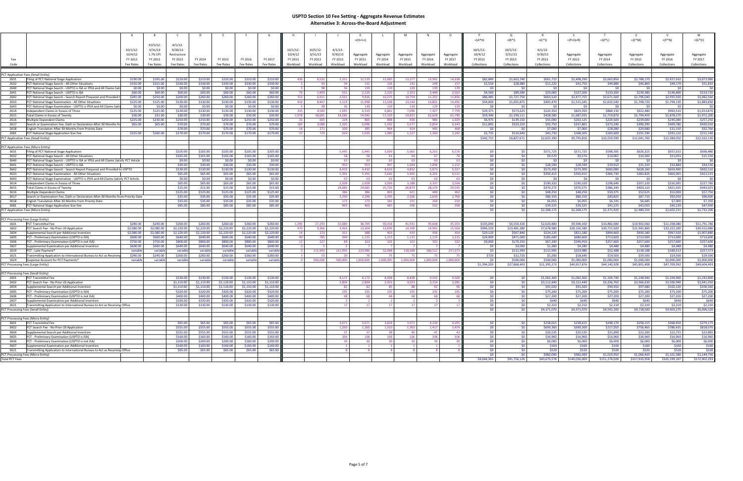# USPTO Section 10 Fee Setting - Aggregate Revenue Estimates

## Alternative 3: Across-the-Board Adjustment

| | | A | B | C | D | E | F | G | H | I | J | K | L | M | N | O | P | Q | R | S | T | U | V | W |
|---|---|---|---|---|---|---|---|---|---|---|---|---|---|---|---|---|---|---|---|---|---|---|---|---|
| | | | | | | | | | | | | =(H+I+J) | | | | | =(A*H) | =(B*I) | =(C*J) | =(P+Q+R) | =(D*L) | =(E*M) | =(F*N) | =(G*O) |
| Fee Code | | 10/1/12-10/4/12 FY 2013 Fee Rates | 10/5/12-3/31/13 1.7% CPI FY 2013 Fee Rates | 4/1/13-9/30/13 Restructure FY 2013 Fee Rates | FY 2014 Fee Rates | FY 2015 Fee Rates | FY 2016 Fee Rates | FY 2017 Fee Rates | 10/1/12-10/4/12 FY 2013 Workload | 10/5/12-3/31/13 FY 2013 Workload | 4/1/13-9/30/13 FY 2013 Workload | Aggregate FY 2013 Workload | Aggregate FY 2014 Workload | Aggregate FY 2015 Workload | Aggregate FY 2016 Workload | Aggregate FY 2017 Workload | 10/1/12-10/4/12 FY 2013 Collections | 10/5/12-3/31/13 FY 2013 Collections | 4/1/13-9/30/13 FY 2013 Collections | Aggregate FY 2013 Collections | Aggregate FY 2014 Collections | Aggregate FY 2015 Collections | Aggregate FY 2016 Collections | Aggregate FY 2017 Collections |
| PCT Application Fees (Small Entity) | | | | | | | | | | | | | | | | | | | | | | | | |
| 2631 | Filing of PCT National Stage Application | $190.00 | $195.00 | $210.00 | $210.00 | $210.00 | $210.00 | $210.00 | 436 | 8,532 | 3,151 | 12,119 | 12,685 | 13,277 | 13,941 | 14,638 | $82,840 | $1,663,740 | $661,710 | $2,408,290 | $2,663,850 | $2,788,170 | $2,927,610 | $3,073,980 |
| 2632 | PCT National Stage Search - All Other Situations | $310.00 | $315.00 | $330.00 | $330.00 | $330.00 | $330.00 | $330.00 | 5 | 92 | 34 | 131 | 136 | 142 | 149 | 157 | $1,550 | $28,980 | $11,220 | $41,750 | $44,880 | $46,860 | $49,170 | $51,810 |
| 2640 | PCT National Stage Search - USPTO is ISA or IPEA and All Claims Sati | $0.00 | $0.00 | $0.00 | $0.00 | $0.00 | $0.00 | $0.00 | 5 | 98 | 36 | 139 | 139 | 139 | 139 | 139 | $0 | $0 | $0 | $0 | $0 | $0 | $0 | $0 |
| 2641 | PCT National Stage Search - USPTO is ISA | $60.00 | $60.00 | $60.00 | $60.00 | $60.00 | $60.00 | $60.00 | 76 | 1,493 | 551 | 2,120 | 2,220 | 2,323 | 2,440 | 2,562 | $4,560 | $89,580 | $33,060 | $127,200 | $133,200 | $139,380 | $146,400 | $153,720 |
| 2642 | PCT National Stage Search - Search Report Prepared and Provided t | $245.00 | $250.00 | $260.00 | $260.00 | $260.00 | $260.00 | $260.00 | 353 | 6,911 | 2,552 | 9,816 | 10,275 | 10,754 | 11,292 | 11,856 | $86,485 | $1,727,750 | $663,520 | $2,477,755 | $2,671,500 | $2,796,040 | $2,935,920 | $3,082,560 |
| 2633 | PCT National Stage Examination - All Other Situations | $125.00 | $125.00 | $130.00 | $130.00 | $130.00 | $130.00 | $130.00 | 432 | 8,447 | 3,119 | 11,998 | 12,558 | 13,144 | 13,801 | 14,491 | $54,000 | $1,055,875 | $405,470 | $1,515,345 | $1,632,540 | $1,708,720 | $1,794,130 | $1,883,830 |
| 2643 | PCT National Stage Examination - USPTO is IPEA and All Claims Satis | $0.00 | $0.00 | $0.00 | $0.00 | $0.00 | $0.00 | $0.00 | 5 | 98 | 36 | 139 | 139 | 139 | 139 | 139 | $0 | $0 | $0 | $0 | $0 | $0 | $0 | $0 |
| 2614 | Independent Claims in Excess of Three | $125.00 | $125.00 | $130.00 | $130.00 | $130.00 | $130.00 | $130.00 | 235 | 4,589 | 1,695 | 6,519 | 6,801 | 7,096 | 7,427 | 7,799 | $29,375 | $573,625 | $220,350 | $823,350 | $884,130 | $922,480 | $965,510 | $1,013,870 |
| 2615 | Total Claims in Excess of Twenty | $30.00 | $31.00 | $30.00 | $30.00 | $30.00 | $30.00 | $30.00 | 1,978 | 38,681 | 14,286 | 54,945 | 57,329 | 59,815 | 62,609 | 65,740 | $59,340 | $1,199,111 | $428,580 | $1,687,031 | $1,719,870 | $1,794,450 | $1,878,270 | $1,972,200 |
| 2616 | Multiple Dependent Claims | $225.00 | $230.00 | $250.00 | $250.00 | $250.00 | $250.00 | $250.00 | 31 | 605 | 224 | 860 | 898 | 936 | 980 | 1,029 | $6,975 | $139,150 | $56,000 | $202,125 | $224,500 | $234,000 | $245,000 | $257,250 |
| 2617 | Search or Examination Fee, Oath or Declaration After 30 Months fr | $65.00 | $65.00 | $70.00 | $70.00 | $70.00 | $70.00 | $70.00 | 183 | 3,588 | 1,325 | 5,096 | 5,332 | 5,577 | 5,854 | 6,143 | $11,895 | $233,220 | $92,750 | $337,865 | $373,240 | $390,390 | $409,780 | $430,010 |
| 2618 | English Translation After 30 Months from Priority Date | | | $70.00 | $70.00 | $70.00 | $70.00 | $70.00 | 14 | 271 | 100 | 385 | 404 | 424 | 445 | 468 | $0 | $0 | $7,000 | $7,000 | $28,280 | $29,680 | $31,150 | $32,760 |
| 2681 | PCT National Stage Application Size Fee | $155.00 | $160.00 | $170.00 | $170.00 | $170.00 | $170.00 | $170.00 | 37 | 729 | 269 | 1,035 | 1,080 | 1,127 | 1,183 | 1,242 | $5,735 | $116,640 | $45,730 | $168,105 | $183,600 | $191,590 | $201,110 | $211,140 |
| PCT Application Fees (Small Entity) | | | | | | | | | | | | | | | | | $342,755 | $6,827,671 | $2,625,390 | $9,795,816 | $10,559,590 | $11,041,760 | $11,584,050 | $12,163,130 |
| PCT Application Fees (Micro Entity) | | | | | | | | | | | | | | | | | | | | | | | | |
| 3631 | Filing of PCT National Stage Application | | | $105.00 | $105.00 | $105.00 | $105.00 | $105.00 | | | 5,445 | 5,445 | 5,699 | 5,965 | 6,263 | 6,576 | $0 | $0 | $571,725 | $571,725 | $598,395 | $626,325 | $657,615 | $690,480 |
| 3632 | PCT National Stage Search - All Other Situations | | | $165.00 | $165.00 | $165.00 | $165.00 | $165.00 | | | 58 | 58 | 61 | 64 | 67 | 70 | $0 | $0 | $9,570 | $9,570 | $10,065 | $10,560 | $11,055 | $11,550 |
| 3640 | PCT National Stage Search - USPTO is ISA or IPEA and All Claims Satisfy PCT Article | | | $0.00 | $0.00 | $0.00 | $0.00 | $0.00 | | | 63 | 63 | 63 | 63 | 63 | 63 | $0 | $0 | $0 | $0 | $0 | $0 | $0 | $0 |
| 3641 | PCT National Stage Search - USPTO is ISA | | | $30.00 | $30.00 | $30.00 | $30.00 | $30.00 | | | 953 | 953 | 997 | 1,044 | 1,096 | 1,151 | $0 | $0 | $28,590 | $28,590 | $29,910 | $31,320 | $32,880 | $34,530 |
| 3642 | PCT National Stage Search - Search Report Prepared and Provided to USPTO | | | $130.00 | $130.00 | $130.00 | $130.00 | $130.00 | | | 4,410 | 4,410 | 4,616 | 4,832 | 5,073 | 5,327 | $0 | $0 | $573,300 | $573,300 | $600,080 | $628,160 | $659,490 | $692,510 |
| 3633 | PCT National Stage Examination - All Other Situations | | | $65.00 | $65.00 | $65.00 | $65.00 | $65.00 | | | 5,391 | 5,391 | 5,642 | 5,905 | 6,201 | 6,511 | $0 | $0 | $350,415 | $350,415 | $366,730 | $383,825 | $403,065 | $423,215 |
| 3643 | PCT National Stage Examination - USPTO is IPEA and All Claims Satisfy PCT Article | | | $0.00 | $0.00 | $0.00 | $0.00 | $0.00 | | | 63 | 63 | 63 | 63 | 63 | 63 | $0 | $0 | $0 | $0 | $0 | $0 | $0 | $0 |
| 3614 | Independent Claims in Excess of Three | | | $65.00 | $65.00 | $65.00 | $65.00 | $65.00 | | | 2,928 | 2,928 | 3,056 | 3,188 | 3,337 | 3,504 | $0 | $0 | $190,320 | $190,320 | $198,640 | $207,220 | $216,905 | $227,760 |
| 3615 | Total Claims in Excess of Twenty | | | $15.00 | $15.00 | $15.00 | $15.00 | $15.00 | | | 24,685 | 24,685 | 25,756 | 26,874 | 28,129 | 29,535 | $0 | $0 | $370,275 | $370,275 | $386,340 | $403,110 | $421,935 | $443,025 |
| 3616 | Multiple Dependent Claims | | | $125.00 | $125.00 | $125.00 | $125.00 | $125.00 | | | 386 | 386 | 403 | 421 | 440 | 462 | $0 | $0 | $48,250 | $48,250 | $50,375 | $52,625 | $55,000 | $57,750 |
| 3617 | Search or Examination Fee, Oath or Declaration After 30 Months from Priority Date | | | $35.00 | $35.00 | $35.00 | $35.00 | $35.00 | | | 2,290 | 2,290 | 2,395 | 2,506 | 2,630 | 2,760 | $0 | $0 | $80,150 | $80,150 | $83,825 | $87,710 | $92,050 | $96,600 |
| 3618 | English Translation After 30 Months from Priority Date | | | $35.00 | $35.00 | $35.00 | $35.00 | $35.00 | | | 173 | 173 | 181 | 191 | 200 | 210 | $0 | $0 | $6,055 | $6,055 | $6,335 | $6,685 | $7,000 | $7,350 |
| 3681 | PCT National Stage Application Size Fee | | | $85.00 | $85.00 | $85.00 | $85.00 | $85.00 | | | 465 | 465 | 485 | 506 | 532 | 558 | $0 | $0 | $39,525 | $39,525 | $41,225 | $43,010 | $45,220 | $47,430 |
| PCT Application Fees (Micro Entity) | | | | | | | | | | | | | | | | | $0 | $0 | $2,268,175 | $2,268,175 | $2,371,920 | $2,480,550 | $2,602,215 | $2,732,200 |
| PCT Processing Fees (Large Entity) | | | | | | | | | | | | | | | | | | | | | | | | |
| 1601 | PCT Transmittal Fee | $240.00 | $240.00 | $260.00 | $260.00 | $260.00 | $260.00 | $260.00 | 1,396 | 27,293 | 10,080 | 38,769 | 40,318 | 41,931 | 43,608 | 45,353 | $335,040 | $6,550,320 | $2,620,800 | $9,506,160 | $10,482,680 | $10,902,060 | $11,338,080 | $11,791,780 |
| 1602 | PCT Search Fee - No Prior US Application | $2,080.00 | $2,080.00 | $2,220.00 | $2,220.00 | $2,220.00 | $2,220.00 | $2,220.00 | 479 | 9,366 | 3,459 | 13,304 | 13,836 | 14,390 | 14,965 | 15,564 | $996,320 | $19,481,280 | $7,678,980 | $28,156,580 | $30,715,920 | $31,945,800 | $33,222,300 | $34,552,080 |
| 1604 | Supplemental Search per Additional Invention | $2,080.00 | $2,080.00 | $2,220.00 | $2,220.00 | $2,220.00 | $2,220.00 | $2,220.00 | 14 | 273 | 101 | 388 | 403 | 419 | 436 | 454 | $29,120 | $567,840 | $224,220 | $821,180 | $894,660 | $930,180 | $967,920 | $1,007,880 |
| 1605 | PCT - Preliminary Examination (USPTO is ISA) | $600.00 | $600.00 | $640.00 | $640.00 | $640.00 | $640.00 | $640.00 | 40 | 785 | 290 | 1,115 | 1,115 | 1,115 | 1,115 | 1,115 | $24,000 | $471,000 | $185,600 | $680,600 | $713,600 | $713,600 | $713,600 | $713,600 |
| 1606 | PCT - Preliminary Examination (USPTO is not ISA) | $750.00 | $750.00 | $800.00 | $800.00 | $800.00 | $800.00 | $800.00 | 12 | 227 | 84 | 323 | 322 | 322 | 322 | 322 | $9,000 | $170,250 | $67,200 | $246,450 | $257,600 | $257,600 | $257,600 | $257,600 |
| 1607 | Supplemental Examination per Additional Invention | $600.00 | $600.00 | $640.00 | $640.00 | $640.00 | $640.00 | $640.00 | 0 | 5 | 2 | 7 | 7 | 7 | 7 | 7 | $0 | $3,000 | $1,280 | $4,280 | $4,480 | $4,480 | $4,480 | $4,480 |
| 1619 | PCT - Late Payment* | variable | variable | variable | variable | variable | variable | variable | 0 | 111,993 | 111,993 | 223,986 | 52,488 | 118,188 | 186,512 | 257,573 | $0 | $111,993 | $111,993 | $223,986 | $52,488 | $118,188 | $186,512 | $257,573 |
| 1621 | Transmitting Application to International Bureau to Act as Receiving | $240.00 | $240.00 | $260.00 | $260.00 | $260.00 | $260.00 | $260.00 | 3 | 53 | 20 | 76 | 75 | 75 | 75 | 75 | $720 | $12,720 | $5,200 | $18,640 | $19,500 | $19,500 | $19,500 | $19,500 |
| 1624 | Suspense Account for PCT Payments* | variable | variable | variable | variable | variable | variable | variable | 0 | 500,000 | 500,000 | 1,000,000 | 1,000,000 | 1,000,000 | 1,000,000 | 1,000,000 | $0 | $500,000 | $500,000 | $1,000,000 | $1,000,000 | $1,000,000 | $1,000,000 | $1,000,000 |
| PCT Processing Fees (Large Entity) | | | | | | | | | | | | | | | | | $1,394,200 | $27,868,403 | $11,395,273 | $40,657,876 | $44,140,928 | $45,891,408 | $47,709,992 | $49,604,493 |
| PCT Processing Fees (Small Entity) | | | | | | | | | | | | | | | | | | | | | | | | |
| 2601 | PCT Transmittal Fee | | | $130.00 | $130.00 | $130.00 | $130.00 | $130.00 | | | 8,172 | 8,172 | 8,498 | 8,838 | 9,192 | 9,560 | $0 | $0 | $1,062,360 | $1,062,360 | $1,104,740 | $1,148,940 | $1,194,960 | $1,242,800 |
| 2602 | PCT Search Fee - No Prior US Application | | | $1,110.00 | $1,110.00 | $1,110.00 | $1,110.00 | $1,110.00 | | | 2,804 | 2,804 | 2,916 | 3,033 | 3,154 | 3,281 | $0 | $0 | $3,112,440 | $3,112,440 | $3,236,760 | $3,366,630 | $3,500,940 | $3,641,910 |
| 2604 | Supplemental Search per Additional Invention | | | $1,110.00 | $1,110.00 | $1,110.00 | $1,110.00 | $1,110.00 | | | 82 | 82 | 85 | 88 | 92 | 96 | $0 | $0 | $91,020 | $91,020 | $94,350 | $97,680 | $102,120 | $106,560 |
| 2605 | PCT - Preliminary Examination (USPTO is ISA) | | | $320.00 | $320.00 | $320.00 | $320.00 | $320.00 | | | 235 | 235 | 235 | 235 | 235 | 235 | $0 | $0 | $75,200 | $75,200 | $75,200 | $75,200 | $75,200 | $75,200 |
| 2606 | PCT - Preliminary Examination (USPTO is not ISA) | | | $400.00 | $400.00 | $400.00 | $400.00 | $400.00 | | | 68 | 68 | 68 | 68 | 68 | 68 | $0 | $0 | $27,200 | $27,200 | $27,200 | $27,200 | $27,200 | $27,200 |
| 2607 | Supplemental Examination per Additional Invention | | | $320.00 | $320.00 | $320.00 | $320.00 | $320.00 | | | 2 | 2 | 2 | 2 | 2 | 2 | $0 | $0 | $640 | $640 | $640 | $640 | $640 | $640 |
| 2621 | Transmitting Application to International Bureau to Act as Receiving Office | | | $130.00 | $130.00 | $130.00 | $130.00 | $130.00 | | | 17 | 17 | 17 | 17 | 17 | 17 | $0 | $0 | $2,210 | $2,210 | $2,210 | $2,210 | $2,210 | $2,210 |
| PCT Processing Fees (Small Entity) | | | | | | | | | | | | | | | | | $0 | $0 | $4,371,070 | $4,371,070 | $4,541,100 | $4,718,500 | $4,903,270 | $5,096,520 |
| PCT Processing Fees (Micro Entity) | | | | | | | | | | | | | | | | | | | | | | | | |
| 3601 | PCT Transmittal Fee | | | $65.00 | $65.00 | $65.00 | $65.00 | $65.00 | | | 3,671 | 3,671 | 3,818 | 3,971 | 4,130 | 4,295 | $0 | $0 | $238,615 | $238,615 | $248,170 | $258,115 | $268,450 | $279,175 |
| 3602 | PCT Search Fee - No Prior US Application | | | $555.00 | $555.00 | $555.00 | $555.00 | $555.00 | | | 1,260 | 1,260 | 1,310 | 1,363 | 1,417 | 1,474 | $0 | $0 | $699,300 | $699,300 | $727,050 | $756,465 | $786,435 | $818,070 |
| 3604 | Supplemental Search per Additional Invention | | | $555.00 | $555.00 | $555.00 | $555.00 | $555.00 | | | 37 | 37 | 38 | 40 | 41 | 43 | $0 | $0 | $20,535 | $20,535 | $21,090 | $22,200 | $22,755 | $23,865 |
| 3605 | PCT - Preliminary Examination (USPTO is ISA) | | | $160.00 | $160.00 | $160.00 | $160.00 | $160.00 | | | 106 | 106 | 106 | 106 | 106 | 106 | $0 | $0 | $16,960 | $16,960 | $16,960 | $16,960 | $16,960 | $16,960 |
| 3606 | PCT - Preliminary Examination (USPTO is not ISA) | | | $200.00 | $200.00 | $200.00 | $200.00 | $200.00 | | | 30 | 30 | 30 | 30 | 30 | 30 | $0 | $0 | $6,000 | $6,000 | $6,000 | $6,000 | $6,000 | $6,000 |
| 3607 | Supplemental Examination per Additional Invention | | | $160.00 | $160.00 | $160.00 | $160.00 | $160.00 | | | 1 | 1 | 1 | 1 | 1 | 1 | $0 | $0 | $160 | $160 | $160 | $160 | $160 | $160 |
| 3621 | Transmitting Application to International Bureau to Act as Receiving Office | | | $65.00 | $65.00 | $65.00 | $65.00 | $65.00 | | | 8 | 8 | 8 | 8 | 8 | 8 | $0 | $0 | $520 | $520 | $520 | $520 | $520 | $520 |
| PCT Processing Fees (Micro Entity) | | | | | | | | | | | | | | | | | $0 | $0 | $982,090 | $982,090 | $1,019,950 | $1,060,420 | $1,101,280 | $1,144,750 |
| Total PCT Fees | | | | | | | | | | | | | | | | | $4,604,365 | $91,756,126 | $43,675,578 | $140,036,069 | $151,274,028 | $157,910,958 | $165,199,107 | $172,902,293 |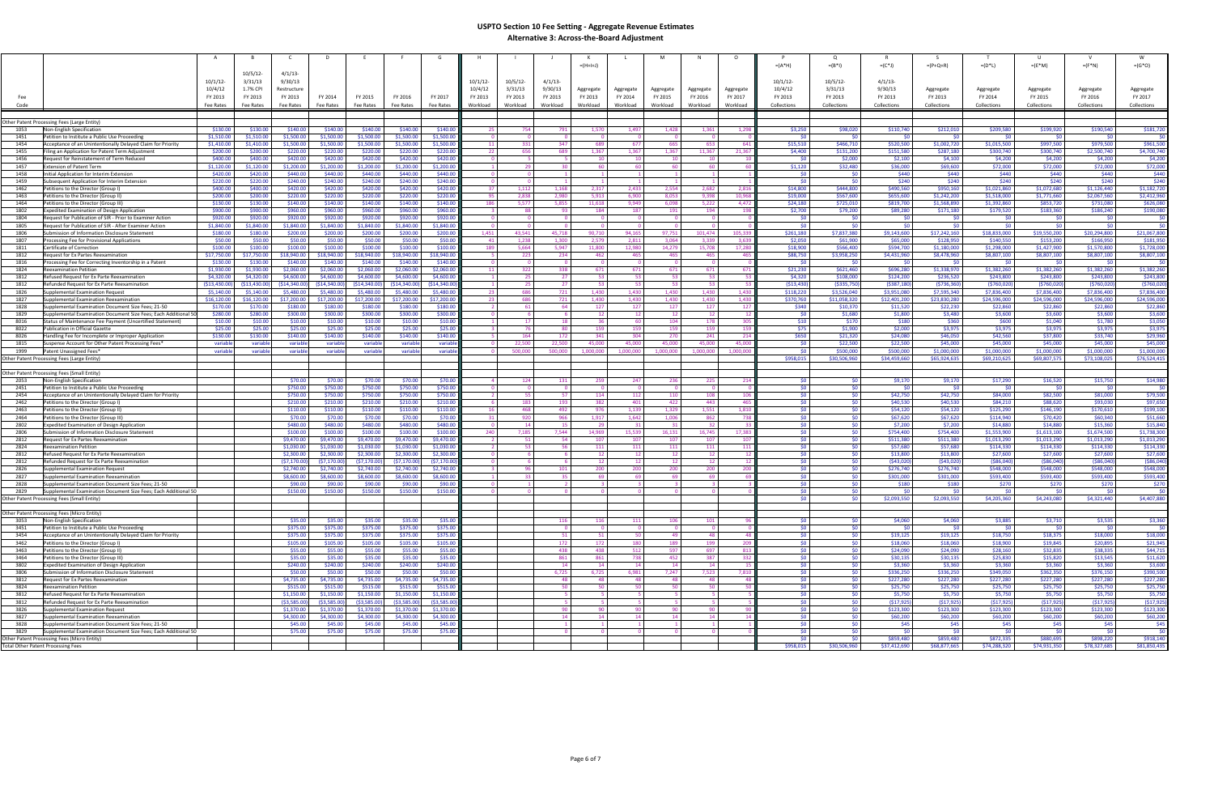# USPTO Section 10 Fee Setting - Aggregate Revenue Estimates
## Alternative 3: Across-the-Board Adjustment

| | | A | B | C | D | E | F | G | H | I | J | K | L | M | N | O | P | Q | R | S | T | U | V | W |
|---|---|---|---|---|---|---|---|---|---|---|---|---|---|---|---|---|---|---|---|---|---|---|---|---|
| | | | | | | | | | | | | =(H+I+J) | | | | | =(A*H) | =(B*I) | =(C*J) | =(P+Q+R) | =(D*L) | =(E*M) | =(F*N) | =(G*O) |
| Fee Code | | 10/1/12-10/4/12 FY 2013 Fee Rates | 10/5/12-3/31/13 1.7% CPI FY 2013 Fee Rates | 4/1/13-9/30/13 Restructure FY 2013 Fee Rates | FY 2014 Fee Rates | FY 2015 Fee Rates | FY 2016 Fee Rates | FY 2017 Fee Rates | 10/1/12-10/4/12 FY 2013 Workload | 10/5/12-3/31/13 FY 2013 Workload | 4/1/13-9/30/13 FY 2013 Workload | Aggregate FY 2013 Workload | Aggregate FY 2014 Workload | Aggregate FY 2015 Workload | Aggregate FY 2016 Workload | Aggregate FY 2017 Workload | 10/1/12-10/4/12 FY 2013 Collections | 10/5/12-3/31/13 FY 2013 Collections | 4/1/13-9/30/13 FY 2013 Collections | Aggregate FY 2013 Collections | Aggregate FY 2014 Collections | Aggregate FY 2015 Collections | Aggregate FY 2016 Collections | Aggregate FY 2017 Collections |
| Other Patent Processing Fees (Large Entity) | | | | | | | | | | | | | | | | | | | | | | | | |
| 1053 | Non-English Specification | $130.00 | $130.00 | $140.00 | $140.00 | $140.00 | $140.00 | $140.00 | 25 | 754 | 791 | 1,570 | 1,497 | 1,428 | 1,361 | 1,298 | $3,250 | $98,020 | $110,740 | $212,010 | $209,580 | $199,920 | $190,540 | $181,720 |
| 1451 | Petition to Institute a Public Use Proceeding | $1,510.00 | $1,510.00 | $1,500.00 | $1,500.00 | $1,500.00 | $1,500.00 | $1,500.00 | 0 | 0 | 0 | 0 | 0 | 0 | 0 | 0 | $0 | $0 | $0 | $0 | $0 | $0 | $0 | $0 |
| 1454 | Acceptance of an Unintentionally Delayed Claim for Priority | $1,410.00 | $1,410.00 | $1,500.00 | $1,500.00 | $1,500.00 | $1,500.00 | $1,500.00 | 11 | 331 | 347 | 689 | 677 | 665 | 653 | 641 | $15,510 | $466,710 | $520,500 | $1,002,720 | $1,015,500 | $997,500 | $979,500 | $961,500 |
| 1455 | Filing an Application for Patent Term Adjustment | $200.00 | $200.00 | $220.00 | $220.00 | $220.00 | $220.00 | $220.00 | 22 | 656 | 689 | 1,367 | 1,367 | 1,367 | 11,367 | 21,367 | $4,400 | $131,200 | $151,580 | $287,180 | $300,740 | $300,740 | $2,500,740 | $4,700,740 |
| 1456 | Request for Reinstatement of Term Reduced | $400.00 | $400.00 | $420.00 | $420.00 | $420.00 | $420.00 | $420.00 | 0 | 5 | 5 | 10 | 10 | 10 | 10 | 10 | $0 | $2,000 | $2,100 | $4,100 | $4,200 | $4,200 | $4,200 | $4,200 |
| 1457 | Extension of Patent Term | $1,120.00 | $1,120.00 | $1,200.00 | $1,200.00 | $1,200.00 | $1,200.00 | $1,200.00 | 1 | 29 | 30 | 60 | 60 | 60 | 60 | 60 | $1,120 | $32,480 | $36,000 | $69,600 | $72,000 | $72,000 | $72,000 | $72,000 |
| 1458 | Initial Application for Interim Extension | $420.00 | $420.00 | $440.00 | $440.00 | $440.00 | $440.00 | $440.00 | 0 | 0 | 1 | 1 | 1 | 1 | 1 | 1 | $0 | $0 | $440 | $440 | $440 | $440 | $440 | $440 |
| 1459 | Subsequent Application for Interim Extension | $220.00 | $220.00 | $240.00 | $240.00 | $240.00 | $240.00 | $240.00 | 0 | 0 | 1 | 1 | 1 | 1 | 1 | 1 | $0 | $0 | $240 | $240 | $240 | $240 | $240 | $240 |
| 1462 | Petitions to the Director (Group I) | $400.00 | $400.00 | $420.00 | $420.00 | $420.00 | $420.00 | $420.00 | 37 | 1,112 | 1,168 | 2,317 | 2,433 | 2,554 | 2,682 | 2,816 | $14,800 | $444,800 | $490,560 | $950,160 | $1,021,860 | $1,072,680 | $1,126,440 | $1,182,720 |
| 1463 | Petitions to the Director (Group II) | $200.00 | $200.00 | $220.00 | $220.00 | $220.00 | $220.00 | $220.00 | 95 | 2,838 | 2,980 | 5,913 | 6,900 | 8,053 | 9,398 | 10,968 | $19,000 | $567,600 | $655,600 | $1,242,200 | $1,518,000 | $1,771,660 | $2,067,560 | $2,412,960 |
| 1464 | Petitions to the Director (Group III) | $130.00 | $130.00 | $140.00 | $140.00 | $140.00 | $140.00 | $140.00 | 186 | 5,577 | 5,855 | 11,618 | 9,949 | 6,098 | 5,222 | 4,472 | $24,180 | $725,010 | $819,700 | $1,568,890 | $1,392,860 | $853,720 | $731,080 | $626,080 |
| 1802 | Expedited Examination of Design Application | $900.00 | $900.00 | $960.00 | $960.00 | $960.00 | $960.00 | $960.00 | 3 | 88 | 93 | 184 | 187 | 191 | 194 | 198 | $2,700 | $79,200 | $89,280 | $171,180 | $179,520 | $183,360 | $186,240 | $190,080 |
| 1804 | Request for Publication of SIR - Prior to Examiner Action | $920.00 | $920.00 | $920.00 | $920.00 | $920.00 | $920.00 | $920.00 | 0 | 0 | 0 | 0 | 0 | 0 | 0 | 0 | $0 | $0 | $0 | $0 | $0 | $0 | $0 | $0 |
| 1805 | Request for Publication of SIR - After Examiner Action | $1,840.00 | $1,840.00 | $1,840.00 | $1,840.00 | $1,840.00 | $1,840.00 | $1,840.00 | 0 | 0 | 0 | 0 | 0 | 0 | 0 | 0 | $0 | $0 | $0 | $0 | $0 | $0 | $0 | $0 |
| 1806 | Submission of Information Disclosure Statement | $180.00 | $180.00 | $200.00 | $200.00 | $200.00 | $200.00 | $200.00 | 1,451 | 43,541 | 45,718 | 90,710 | 94,165 | 97,751 | 101,474 | 105,339 | $261,180 | $7,837,380 | $9,143,600 | $17,242,160 | $18,833,000 | $19,550,200 | $20,294,800 | $21,067,800 |
| 1807 | Processing Fee for Provisional Applications | $50.00 | $50.00 | $50.00 | $50.00 | $50.00 | $50.00 | $50.00 | 41 | 1,238 | 1,300 | 2,579 | 2,811 | 3,064 | 3,339 | 3,639 | $2,050 | $61,900 | $65,000 | $128,950 | $140,550 | $153,200 | $166,950 | $181,950 |
| 1811 | Certificate of Correction | $100.00 | $100.00 | $100.00 | $100.00 | $100.00 | $100.00 | $100.00 | 189 | 5,664 | 5,947 | 11,800 | 12,980 | 14,279 | 15,708 | 17,280 | $18,900 | $566,400 | $594,700 | $1,180,000 | $1,298,000 | $1,427,900 | $1,570,800 | $1,728,000 |
| 1812 | Request for Ex Parte Reexamination | $17,750.00 | $17,750.00 | $18,940.00 | $18,940.00 | $18,940.00 | $18,940.00 | $18,940.00 | 5 | 223 | 234 | 462 | 465 | 465 | 465 | 465 | $88,750 | $3,958,250 | $4,431,960 | $8,478,960 | $8,807,100 | $8,807,100 | $8,807,100 | $8,807,100 |
| 1816 | Processing Fee for Correcting Inventorship in a Patent | $130.00 | $130.00 | $140.00 | $140.00 | $140.00 | $140.00 | $140.00 | 0 | 0 | 0 | 0 | 0 | 0 | 0 | 0 | $0 | $0 | $0 | $0 | $0 | $0 | $0 | $0 |
| 1824 | Reexamination Petition | $1,930.00 | $1,930.00 | $2,060.00 | $2,060.00 | $2,060.00 | $2,060.00 | $2,060.00 | 11 | 322 | 338 | 671 | 671 | 671 | 671 | 671 | $21,230 | $621,460 | $696,280 | $1,338,970 | $1,382,260 | $1,382,260 | $1,382,260 | $1,382,260 |
| 1812 | Refused Request for Ex Parte Reexamination | $4,320.00 | $4,320.00 | $4,600.00 | $4,600.00 | $4,600.00 | $4,600.00 | $4,600.00 | 1 | 25 | 27 | 53 | 53 | 53 | 53 | 53 | $4,320 | $108,000 | $124,200 | $236,520 | $243,800 | $243,800 | $243,800 | $243,800 |
| 1812 | Refunded Request for Ex Parte Reexamination | ($13,430.00) | ($13,430.00) | ($14,340.00) | ($14,340.00) | ($14,340.00) | ($14,340.00) | ($14,340.00) | 1 | 25 | 27 | 53 | 53 | 53 | 53 | 53 | ($13,430) | ($335,750) | ($387,180) | ($736,360) | ($760,020) | ($760,020) | ($760,020) | ($760,020) |
| 1826 | Supplemental Examination Request | $5,140.00 | $5,140.00 | $5,480.00 | $5,480.00 | $5,480.00 | $5,480.00 | $5,480.00 | 23 | 686 | 721 | 1,430 | 1,430 | 1,430 | 1,430 | 1,430 | $118,220 | $3,526,040 | $3,951,080 | $7,595,340 | $7,836,400 | $7,836,400 | $7,836,400 | $7,836,400 |
| 1827 | Supplemental Examination Reexamination | $16,120.00 | $16,120.00 | $17,200.00 | $17,200.00 | $17,200.00 | $17,200.00 | $17,200.00 | 23 | 686 | 721 | 1,430 | 1,430 | 1,430 | 1,430 | 1,430 | $370,760 | $11,058,320 | $12,401,200 | $23,830,280 | $24,596,000 | $24,596,000 | $24,596,000 | $24,596,000 |
| 1828 | Supplemental Examination Document Size Fees; 21-50 | $170.00 | $170.00 | $180.00 | $180.00 | $180.00 | $180.00 | $180.00 | 2 | 61 | 64 | 127 | 127 | 127 | 127 | 127 | $340 | $10,370 | $11,520 | $22,230 | $22,860 | $22,860 | $22,860 | $22,860 |
| 1829 | Supplemental Examination Document Size Fees; Each Additional 50 | $280.00 | $280.00 | $300.00 | $300.00 | $300.00 | $300.00 | $300.00 | 0 | 6 | 6 | 12 | 12 | 12 | 12 | 12 | $0 | $1,680 | $1,800 | $3,480 | $3,600 | $3,600 | $3,600 | $3,600 |
| 8016 | Status of Maintenance Fee Payment (Uncertified Statement) | $10.00 | $10.00 | $10.00 | $10.00 | $10.00 | $10.00 | $10.00 | 1 | 17 | 18 | 36 | 60 | 104 | 178 | 305 | $10 | $170 | $180 | $360 | $600 | $1,040 | $1,780 | $3,050 |
| 8022 | Publication in Official Gazette | $25.00 | $25.00 | $25.00 | $25.00 | $25.00 | $25.00 | $25.00 | 3 | 76 | 80 | 159 | 159 | 159 | 159 | 159 | $75 | $1,900 | $2,000 | $3,975 | $3,975 | $3,975 | $3,975 | $3,975 |
| 8026 | Handling Fee for Incomplete or Improper Application | $130.00 | $130.00 | $140.00 | $140.00 | $140.00 | $140.00 | $140.00 | 5 | 164 | 172 | 341 | 304 | 270 | 241 | 214 | $650 | $21,320 | $24,080 | $46,050 | $42,560 | $37,800 | $33,740 | $29,960 |
| 1815 | Suspense Account for Other Patent Processing Fees* | variable | variable | variable | variable | variable | variable | variable | 0 | 22,500 | 22,500 | 45,000 | 45,000 | 45,000 | 45,000 | 45,000 | $0 | $22,500 | $22,500 | $45,000 | $45,000 | $45,000 | $45,000 | $45,000 |
| 1999 | Patent Unassigned Fees* | variable | variable | variable | variable | variable | variable | variable | 0 | 500,000 | 500,000 | 1,000,000 | 1,000,000 | 1,000,000 | 1,000,000 | 1,000,000 | $0 | $500,000 | $500,000 | $1,000,000 | $1,000,000 | $1,000,000 | $1,000,000 | $1,000,000 |
| Other Patent Processing Fees (Large Entity) | | | | | | | | | | | | | | | | | $958,015 | $30,506,960 | $34,459,660 | $65,924,635 | $69,210,625 | $69,807,575 | $73,108,025 | $76,524,415 |
| Other Patent Processing Fees (Small Entity) | | | | | | | | | | | | | | | | | | | | | | | | |
| 2053 | Non-English Specification | | | $70.00 | $70.00 | $70.00 | $70.00 | $70.00 | 4 | 124 | 131 | 259 | 247 | 236 | 225 | 214 | $0 | $0 | $9,170 | $9,170 | $17,290 | $16,520 | $15,750 | $14,980 |
| 2451 | Petition to Institute a Public Use Proceeding | | | $750.00 | $750.00 | $750.00 | $750.00 | $750.00 | 0 | 0 | 0 | 0 | 0 | 0 | 0 | 0 | $0 | $0 | $0 | $0 | $0 | $0 | $0 | $0 |
| 2454 | Acceptance of an Unintentionally Delayed Claim for Priority | | | $750.00 | $750.00 | $750.00 | $750.00 | $750.00 | 2 | 55 | 57 | 114 | 112 | 110 | 108 | 106 | $0 | $0 | $42,750 | $42,750 | $84,000 | $82,500 | $81,000 | $79,500 |
| 2462 | Petitions to the Director (Group I) | | | $210.00 | $210.00 | $210.00 | $210.00 | $210.00 | 6 | 183 | 193 | 382 | 401 | 422 | 443 | 465 | $0 | $0 | $40,530 | $40,530 | $84,210 | $88,620 | $93,030 | $97,650 |
| 2463 | Petitions to the Director (Group II) | | | $110.00 | $110.00 | $110.00 | $110.00 | $110.00 | 16 | 468 | 492 | 976 | 1,139 | 1,329 | 1,551 | 1,810 | $0 | $0 | $54,120 | $54,120 | $125,290 | $146,190 | $170,610 | $199,100 |
| 2464 | Petitions to the Director (Group III) | | | $70.00 | $70.00 | $70.00 | $70.00 | $70.00 | 31 | 920 | 966 | 1,917 | 1,642 | 1,006 | 862 | 738 | $0 | $0 | $67,620 | $67,620 | $114,940 | $70,420 | $60,340 | $51,660 |
| 2802 | Expedited Examination of Design Application | | | $480.00 | $480.00 | $480.00 | $480.00 | $480.00 | 0 | 14 | 15 | 29 | 31 | 31 | 32 | 33 | $0 | $0 | $7,200 | $7,200 | $14,880 | $14,880 | $15,360 | $15,840 |
| 2806 | Submission of Information Disclosure Statement | | | $100.00 | $100.00 | $100.00 | $100.00 | $100.00 | 240 | 7,185 | 7,544 | 14,969 | 15,539 | 16,131 | 16,745 | 17,383 | $0 | $0 | $754,400 | $754,400 | $1,553,900 | $1,613,100 | $1,674,500 | $1,738,300 |
| 2812 | Request for Ex Parte Reexamination | | | $9,470.00 | $9,470.00 | $9,470.00 | $9,470.00 | $9,470.00 | 2 | 51 | 54 | 107 | 107 | 107 | 107 | 107 | $0 | $0 | $511,380 | $511,380 | $1,013,290 | $1,013,290 | $1,013,290 | $1,013,290 |
| 2824 | Reexamination Petition | | | $1,030.00 | $1,030.00 | $1,030.00 | $1,030.00 | $1,030.00 | 2 | 53 | 56 | 111 | 111 | 111 | 111 | 111 | $0 | $0 | $57,680 | $57,680 | $114,330 | $114,330 | $114,330 | $114,330 |
| 2812 | Refused Request for Ex Parte Reexamination | | | $2,300.00 | $2,300.00 | $2,300.00 | $2,300.00 | $2,300.00 | 0 | 6 | 6 | 12 | 12 | 12 | 12 | 12 | $0 | $0 | $13,800 | $13,800 | $27,600 | $27,600 | $27,600 | $27,600 |
| 2812 | Refunded Request for Ex Parte Reexamination | | | ($7,170.00) | ($7,170.00) | ($7,170.00) | ($7,170.00) | ($7,170.00) | 0 | 6 | 6 | 12 | 12 | 12 | 12 | 12 | $0 | $0 | ($43,020) | ($43,020) | ($86,040) | ($86,040) | ($86,040) | ($86,040) |
| 2826 | Supplemental Examination Request | | | $2,740.00 | $2,740.00 | $2,740.00 | $2,740.00 | $2,740.00 | 3 | 96 | 101 | 200 | 200 | 200 | 200 | 200 | $0 | $0 | $276,740 | $276,740 | $548,000 | $548,000 | $548,000 | $548,000 |
| 2827 | Supplemental Examination Reexamination | | | $8,600.00 | $8,600.00 | $8,600.00 | $8,600.00 | $8,600.00 | 1 | 33 | 35 | 69 | 69 | 69 | 69 | 69 | $0 | $0 | $301,000 | $301,000 | $593,400 | $593,400 | $593,400 | $593,400 |
| 2828 | Supplemental Examination Document Size Fees; 21-50 | | | $90.00 | $90.00 | $90.00 | $90.00 | $90.00 | 0 | 1 | 2 | 3 | 3 | 3 | 3 | 3 | $0 | $0 | $180 | $180 | $270 | $270 | $270 | $270 |
| 2829 | Supplemental Examination Document Size Fees; Each Additional 50 | | | $150.00 | $150.00 | $150.00 | $150.00 | $150.00 | 0 | 0 | 0 | 0 | 0 | 0 | 0 | 0 | $0 | $0 | $0 | $0 | $0 | $0 | $0 | $0 |
| Other Patent Processing Fees (Small Entity) | | | | | | | | | | | | | | | | | $0 | $0 | $2,093,550 | $2,093,550 | $4,205,360 | $4,243,080 | $4,321,440 | $4,407,880 |
| Other Patent Processing Fees (Micro Entity) | | | | | | | | | | | | | | | | | | | | | | | | |
| 3053 | Non-English Specification | | | $35.00 | $35.00 | $35.00 | $35.00 | $35.00 | | | 116 | 116 | 111 | 106 | 101 | 96 | $0 | $0 | $4,060 | $4,060 | $3,885 | $3,710 | $3,535 | $3,360 |
| 3451 | Petition to Institute a Public Use Proceeding | | | $375.00 | $375.00 | $375.00 | $375.00 | $375.00 | | | 0 | 0 | 0 | 0 | 0 | 0 | $0 | $0 | $0 | $0 | $0 | $0 | $0 | $0 |
| 3454 | Acceptance of an Unintentionally Delayed Claim for Priority | | | $375.00 | $375.00 | $375.00 | $375.00 | $375.00 | | | 51 | 51 | 50 | 49 | 48 | 48 | $0 | $0 | $19,125 | $19,125 | $18,750 | $18,375 | $18,000 | $18,000 |
| 3462 | Petitions to the Director (Group I) | | | $105.00 | $105.00 | $105.00 | $105.00 | $105.00 | | | 172 | 172 | 180 | 189 | 199 | 209 | $0 | $0 | $18,060 | $18,060 | $18,900 | $19,845 | $20,895 | $21,945 |
| 3463 | Petitions to the Director (Group II) | | | $55.00 | $55.00 | $55.00 | $55.00 | $55.00 | | | 438 | 438 | 512 | 597 | 697 | 813 | $0 | $0 | $24,090 | $24,090 | $28,160 | $32,835 | $38,335 | $44,715 |
| 3464 | Petitions to the Director (Group III) | | | $35.00 | $35.00 | $35.00 | $35.00 | $35.00 | | | 861 | 861 | 738 | 452 | 387 | 332 | $0 | $0 | $30,135 | $30,135 | $25,830 | $15,820 | $13,545 | $11,620 |
| 3802 | Expedited Examination of Design Application | | | $240.00 | $240.00 | $240.00 | $240.00 | $240.00 | | | 14 | 14 | 14 | 14 | 14 | 15 | $0 | $0 | $3,360 | $3,360 | $3,360 | $3,360 | $3,360 | $3,600 |
| 3806 | Submission of Information Disclosure Statement | | | $50.00 | $50.00 | $50.00 | $50.00 | $50.00 | | | 6,725 | 6,725 | 6,981 | 7,247 | 7,523 | 7,810 | $0 | $0 | $336,250 | $336,250 | $349,050 | $362,350 | $376,150 | $390,500 |
| 3812 | Request for Ex Parte Reexamination | | | $4,735.00 | $4,735.00 | $4,735.00 | $4,735.00 | $4,735.00 | | | 48 | 48 | 48 | 48 | 48 | 48 | $0 | $0 | $227,280 | $227,280 | $227,280 | $227,280 | $227,280 | $227,280 |
| 3824 | Reexamination Petition | | | $515.00 | $515.00 | $515.00 | $515.00 | $515.00 | | | 50 | 50 | 50 | 50 | 50 | 50 | $0 | $0 | $25,750 | $25,750 | $25,750 | $25,750 | $25,750 | $25,750 |
| 3812 | Refused Request for Ex Parte Reexamination | | | $1,150.00 | $1,150.00 | $1,150.00 | $1,150.00 | $1,150.00 | | | 5 | 5 | 5 | 5 | 5 | 5 | $0 | $0 | $5,750 | $5,750 | $5,750 | $5,750 | $5,750 | $5,750 |
| 3812 | Refunded Request for Ex Parte Reexamination | | | ($3,585.00) | ($3,585.00) | ($3,585.00) | ($3,585.00) | ($3,585.00) | | | 5 | 5 | 5 | 5 | 5 | 5 | $0 | $0 | ($17,925) | ($17,925) | ($17,925) | ($17,925) | ($17,925) | ($17,925) |
| 3826 | Supplemental Examination Request | | | $1,370.00 | $1,370.00 | $1,370.00 | $1,370.00 | $1,370.00 | | | 90 | 90 | 90 | 90 | 90 | 90 | $0 | $0 | $123,300 | $123,300 | $123,300 | $123,300 | $123,300 | $123,300 |
| 3827 | Supplemental Examination Reexamination | | | $4,300.00 | $4,300.00 | $4,300.00 | $4,300.00 | $4,300.00 | | | 14 | 14 | 14 | 14 | 14 | 14 | $0 | $0 | $60,200 | $60,200 | $60,200 | $60,200 | $60,200 | $60,200 |
| 3828 | Supplemental Examination Document Size Fees; 21-50 | | | $45.00 | $45.00 | $45.00 | $45.00 | $45.00 | | | 1 | 1 | 1 | 1 | 1 | 1 | $0 | $0 | $45 | $45 | $45 | $45 | $45 | $45 |
| 3829 | Supplemental Examination Document Size Fees; Each Additional 50 | | | $75.00 | $75.00 | $75.00 | $75.00 | $75.00 | | | 0 | 0 | 0 | 0 | 0 | 0 | $0 | $0 | $0 | $0 | $0 | $0 | $0 | $0 |
| Other Patent Processing Fees (Micro Entity) | | | | | | | | | | | | | | | | | $0 | $0 | $859,480 | $859,480 | $872,335 | $880,695 | $898,220 | $918,140 |
| Total Other Patent Processing Fees | | | | | | | | | | | | | | | | | $958,015 | $30,506,960 | $37,412,690 | $68,877,665 | $74,288,320 | $74,931,350 | $78,327,685 | $81,850,435 |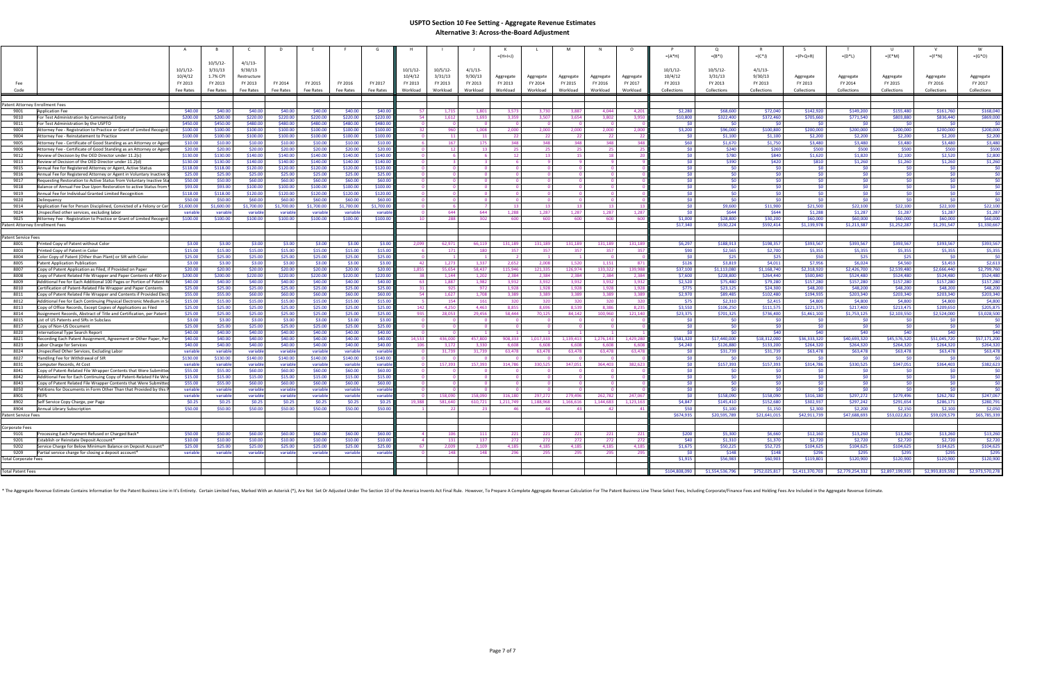# USPTO Section 10 Fee Setting - Aggregate Revenue Estimates

## Alternative 3: Across-the-Board Adjustment

| Fee Code | | A | B | C | D | E | F | G | H | I | J | K | L | M | N | O | P | Q | R | S | T | U | V | W |
|---|---|---|---|---|---|---|---|---|---|---|---|---|---|---|---|---|---|---|---|---|---|---|---|---|
| | | | | | | | | | | | | =(H+I+J) | | | | | =(A*H) | =(B*I) | =(C*J) | =(P+Q+R) | =(D*L) | =(E*M) | =(F*N) | =(G*O) |
| | | 10/1/12-10/4/12 FY 2013 Fee Rates | 10/5/12-3/31/13 1.7% CPI FY 2013 Fee Rates | 4/1/13-9/30/13 Restructure FY 2013 Fee Rates | FY 2014 Fee Rates | FY 2015 Fee Rates | FY 2016 Fee Rates | FY 2017 Fee Rates | 10/1/12-10/4/12 FY 2013 Workload | 10/5/12-3/31/13 FY 2013 Workload | 4/1/13-9/30/13 FY 2013 Workload | Aggregate FY 2013 Workload | Aggregate FY 2014 Workload | Aggregate FY 2015 Workload | Aggregate FY 2016 Workload | Aggregate FY 2017 Workload | 10/1/12-10/4/12 FY 2013 Collections | 10/5/12-3/31/13 FY 2013 Collections | 4/1/13-9/30/13 FY 2013 Collections | Aggregate FY 2013 Collections | Aggregate FY 2014 Collections | Aggregate FY 2015 Collections | Aggregate FY 2016 Collections | Aggregate FY 2017 Collections |
| **Patent Attorney Enrollment Fees** | | | | | | | | | | | | | | | | | | | | | | | | |
| 9001 | Application Fee | $40.00 | $40.00 | $40.00 | $40.00 | $40.00 | $40.00 | $40.00 | 57 | 1,715 | 1,801 | 3,573 | 3,730 | 3,887 | 4,044 | 4,201 | $2,280 | $68,600 | $72,040 | $142,920 | $149,200 | $155,480 | $161,760 | $168,040 |
| 9010 | For Test Administration by Commercial Entity | $200.00 | $200.00 | $220.00 | $220.00 | $220.00 | $220.00 | $220.00 | 54 | 1,612 | 1,693 | 3,359 | 3,507 | 3,654 | 3,802 | 3,950 | $10,800 | $322,400 | $372,460 | $705,660 | $771,540 | $803,880 | $836,440 | $869,000 |
| 9011 | For Test Administration by the USPTO | $450.00 | $450.00 | $480.00 | $480.00 | $480.00 | $480.00 | $480.00 | 0 | 0 | 0 | 0 | 0 | 0 | 0 | 0 | $0 | $0 | $0 | $0 | $0 | $0 | $0 | $0 |
| 9003 | Attorney Fee - Registration to Practice or Grant of Limited Recognit | $100.00 | $100.00 | $100.00 | $100.00 | $100.00 | $100.00 | $100.00 | 32 | 960 | 1,008 | 2,000 | 2,000 | 2,000 | 2,000 | 2,000 | $3,200 | $96,000 | $100,800 | $200,000 | $200,000 | $200,000 | $200,000 | $200,000 |
| 9004 | Attorney Fee - Reinstatement to Practice | $100.00 | $100.00 | $100.00 | $100.00 | $100.00 | $100.00 | $100.00 | 0 | 11 | 11 | 22 | 22 | 22 | 22 | 22 | $0 | $1,100 | $1,100 | $2,200 | $2,200 | $2,200 | $2,200 | $2,200 |
| 9005 | Attorney Fee - Certificate of Good Standing as an Attorney or Agent | $10.00 | $10.00 | $10.00 | $10.00 | $10.00 | $10.00 | $10.00 | 6 | 167 | 175 | 348 | 348 | 348 | 348 | 348 | $60 | $1,670 | $1,750 | $3,480 | $3,480 | $3,480 | $3,480 | $3,480 |
| 9006 | Attorney Fee - Certificate of Good Standing as an Attorney or Agent | $20.00 | $20.00 | $20.00 | $20.00 | $20.00 | $20.00 | $20.00 | 0 | 12 | 13 | 25 | 25 | 25 | 25 | 25 | $0 | $240 | $260 | $500 | $500 | $500 | $500 | $500 |
| 9012 | Review of Decision by the OED Director under 11.2(c) | $130.00 | $130.00 | $140.00 | $140.00 | $140.00 | $140.00 | $140.00 | 0 | 6 | 6 | 12 | 13 | 15 | 18 | 20 | $0 | $780 | $840 | $1,620 | $1,820 | $2,100 | $2,520 | $2,800 |
| 9013 | Review of Decision of the OED Director under 11.2(d) | $130.00 | $130.00 | $140.00 | $140.00 | $140.00 | $140.00 | $140.00 | 0 | 3 | 3 | 6 | 9 | 9 | 9 | 9 | $0 | $390 | $420 | $810 | $1,260 | $1,260 | $1,260 | $1,260 |
| 9015 | Annual Fee for Registered Attorney or Agent, Active Status | $118.00 | $118.00 | $120.00 | $120.00 | $120.00 | $120.00 | $120.00 | 0 | 0 | 0 | 0 | 0 | 0 | 0 | 0 | $0 | $0 | $0 | $0 | $0 | $0 | $0 | $0 |
| 9016 | Annual Fee for Registered Attorney or Agent in Voluntary Inactive S | $25.00 | $25.00 | $25.00 | $25.00 | $25.00 | $25.00 | $25.00 | 0 | 0 | 0 | 0 | 0 | 0 | 0 | 0 | $0 | $0 | $0 | $0 | $0 | $0 | $0 | $0 |
| 9017 | Requesting Restoration to Active Status from Voluntary Inactive Sta | $50.00 | $50.00 | $60.00 | $60.00 | $60.00 | $60.00 | $60.00 | 0 | 0 | 0 | 0 | 0 | 0 | 0 | 0 | $0 | $0 | $0 | $0 | $0 | $0 | $0 | $0 |
| 9018 | Balance of Annual Fee Due Upon Restoration to active Status from | $93.00 | $93.00 | $100.00 | $100.00 | $100.00 | $100.00 | $100.00 | 0 | 0 | 0 | 0 | 0 | 0 | 0 | 0 | $0 | $0 | $0 | $0 | $0 | $0 | $0 | $0 |
| 9019 | Annual Fee for Individual Granted Limited Recognition | $118.00 | $118.00 | $120.00 | $120.00 | $120.00 | $120.00 | $120.00 | 0 | 0 | 0 | 0 | 0 | 0 | 0 | 0 | $0 | $0 | $0 | $0 | $0 | $0 | $0 | $0 |
| 9020 | Delinquency | $50.00 | $50.00 | $60.00 | $60.00 | $60.00 | $60.00 | $60.00 | 0 | 0 | 0 | 0 | 0 | 0 | 0 | 0 | $0 | $0 | $0 | $0 | $0 | $0 | $0 | $0 |
| 9014 | Application Fee for Person Disciplined, Convicted of a Felony or Cer | $1,600.00 | $1,600.00 | $1,700.00 | $1,700.00 | $1,700.00 | $1,700.00 | $1,700.00 | 0 | 6 | 7 | 13 | 13 | 13 | 13 | 13 | $0 | $9,600 | $11,900 | $21,500 | $22,100 | $22,100 | $22,100 | $22,100 |
| 9024 | Unspecified other services, excluding labor | variable | variable | variable | variable | variable | variable | variable | 0 | 644 | 644 | 1,288 | 1,287 | 1,287 | 1,287 | 1,287 | $0 | $644 | $644 | $1,288 | $1,287 | $1,287 | $1,287 | $1,287 |
| 9025 | Attorney Fee - Registration to Practice or Grant of Limited Recognit | $100.00 | $100.00 | $100.00 | $100.00 | $100.00 | $100.00 | $100.00 | 10 | 288 | 302 | 600 | 600 | 600 | 600 | 600 | $1,000 | $28,800 | $30,200 | $60,000 | $60,000 | $60,000 | $60,000 | $60,000 |
| **Patent Attorney Enrollment Fees** | | | | | | | | | | | | | | | | | $17,340 | $530,224 | $592,414 | $1,139,978 | $1,213,387 | $1,252,287 | $1,291,547 | $1,330,667 |
| **Patent Service Fees** | | | | | | | | | | | | | | | | | | | | | | | | |
| 8001 | Printed Copy of Patent without Color | $3.00 | $3.00 | $3.00 | $3.00 | $3.00 | $3.00 | $3.00 | 2,099 | 62,971 | 66,119 | 131,189 | 131,189 | 131,189 | 131,189 | 131,189 | $6,297 | $188,913 | $198,357 | $393,567 | $393,567 | $393,567 | $393,567 | $393,567 |
| 8003 | Printed Copy of Patent in Color | $15.00 | $15.00 | $15.00 | $15.00 | $15.00 | $15.00 | $15.00 | 6 | 171 | 180 | 357 | 357 | 357 | 357 | 357 | $90 | $2,565 | $2,700 | $5,355 | $5,355 | $5,355 | $5,355 | $5,355 |
| 8004 | Color Copy of Patent (Other than Plant) or SIR with Color | $25.00 | $25.00 | $25.00 | $25.00 | $25.00 | $25.00 | $25.00 | 0 | 1 | 1 | 2 | 1 | 1 | 1 | 1 | $0 | $25 | $25 | $50 | $25 | $25 | $25 | $25 |
| 8005 | Patent Application Publication | $3.00 | $3.00 | $3.00 | $3.00 | $3.00 | $3.00 | $3.00 | 42 | 1,273 | 1,337 | 2,652 | 2,008 | 1,520 | 1,151 | 871 | $126 | $3,819 | $4,011 | $7,956 | $6,024 | $4,560 | $3,453 | $2,613 |
| 8007 | Copy of Patent Application as Filed, if Provided on Paper | $20.00 | $20.00 | $20.00 | $20.00 | $20.00 | $20.00 | $20.00 | 1,855 | 55,654 | 58,437 | 115,946 | 121,335 | 126,974 | 133,322 | 139,988 | $37,100 | $1,113,080 | $1,168,740 | $2,318,920 | $2,426,700 | $2,539,480 | $2,666,440 | $2,799,760 |
| 8008 | Copy of Patent Related File Wrapper and Paper Contents of 400 or | $200.00 | $200.00 | $220.00 | $220.00 | $220.00 | $220.00 | $220.00 | 38 | 1,144 | 1,202 | 2,384 | 2,384 | 2,384 | 2,384 | 2,384 | $7,600 | $228,800 | $264,440 | $500,840 | $524,480 | $524,480 | $524,480 | $524,480 |
| 8009 | Additional Fee for Each Additional 100 Pages or Portion of Patent R | $40.00 | $40.00 | $40.00 | $40.00 | $40.00 | $40.00 | $40.00 | 63 | 1,887 | 1,982 | 3,932 | 3,932 | 3,932 | 3,932 | 3,932 | $2,520 | $75,480 | $79,280 | $157,280 | $157,280 | $157,280 | $157,280 | $157,280 |
| 8010 | Certification of Patent-Related File Wrapper and Paper Contents | $25.00 | $25.00 | $25.00 | $25.00 | $25.00 | $25.00 | $25.00 | 31 | 925 | 972 | 1,928 | 1,928 | 1,928 | 1,928 | 1,928 | $775 | $23,125 | $24,300 | $48,200 | $48,200 | $48,200 | $48,200 | $48,200 |
| 8011 | Copy of Patent Related File Wrapper and Contents if Provided Elect | $55.00 | $55.00 | $60.00 | $60.00 | $60.00 | $60.00 | $60.00 | 54 | 1,627 | 1,708 | 3,389 | 3,389 | 3,389 | 3,389 | 3,389 | $2,970 | $89,485 | $102,480 | $194,935 | $203,340 | $203,340 | $203,340 | $203,340 |
| 8012 | Additional Fee for Each Continuing Physical Electronic Medium in S | $15.00 | $15.00 | $15.00 | $15.00 | $15.00 | $15.00 | $15.00 | 5 | 154 | 161 | 320 | 320 | 320 | 320 | 320 | $75 | $2,310 | $2,415 | $4,800 | $4,800 | $4,800 | $4,800 | $4,800 |
| 8013 | Copy of Office Records, Except Copies of Applications as Filed | $25.00 | $25.00 | $25.00 | $25.00 | $25.00 | $25.00 | $25.00 | 142 | 4,250 | 4,463 | 8,855 | 8,696 | 8,539 | 8,386 | 8,235 | $3,550 | $106,250 | $111,575 | $221,375 | $217,400 | $213,475 | $209,650 | $205,875 |
| 8014 | Assignment Records, Abstract of Title and Certification, per Patent | $25.00 | $25.00 | $25.00 | $25.00 | $25.00 | $25.00 | $25.00 | 935 | 28,053 | 29,456 | 58,444 | 70,125 | 84,142 | 100,960 | 121,140 | $23,375 | $701,325 | $736,400 | $1,461,100 | $1,753,125 | $2,103,550 | $2,524,000 | $3,028,500 |
| 8015 | List of US Patents and SIRs in Subclass | $3.00 | $3.00 | $3.00 | $3.00 | $3.00 | $3.00 | $3.00 | 0 | 0 | 0 | 0 | 0 | 0 | 0 | 0 | $0 | $0 | $0 | $0 | $0 | $0 | $0 | $0 |
| 8017 | Copy of Non-US Document | $25.00 | $25.00 | $25.00 | $25.00 | $25.00 | $25.00 | $25.00 | 0 | 0 | 0 | 0 | 0 | 0 | 0 | 0 | $0 | $0 | $0 | $0 | $0 | $0 | $0 | $0 |
| 8020 | International Type Search Report | $40.00 | $40.00 | $40.00 | $40.00 | $40.00 | $40.00 | $40.00 | 0 | 0 | 1 | 1 | 1 | 1 | 1 | 1 | $0 | $0 | $40 | $40 | $40 | $40 | $40 | $40 |
| 8021 | Recording Each Patent Assignment, Agreement or Other Paper, Per | $40.00 | $40.00 | $40.00 | $40.00 | $40.00 | $40.00 | $40.00 | 14,533 | 436,000 | 457,800 | 908,333 | 1,017,333 | 1,139,413 | 1,276,143 | 1,429,280 | $581,320 | $17,440,000 | $18,312,000 | $36,333,320 | $40,693,320 | $45,576,520 | $51,045,720 | $57,171,200 |
| 8023 | Labor Charge for Services | $40.00 | $40.00 | $40.00 | $40.00 | $40.00 | $40.00 | $40.00 | 106 | 3,172 | 3,330 | 6,608 | 6,608 | 6,608 | 6,608 | 6,608 | $4,240 | $126,880 | $133,200 | $264,320 | $264,320 | $264,320 | $264,320 | $264,320 |
| 8024 | Unspecified Other Services, Excluding Labor | variable | variable | variable | variable | variable | variable | variable | 0 | 31,739 | 31,739 | 63,478 | 63,478 | 63,478 | 63,478 | 63,478 | $0 | $31,739 | $31,739 | $63,478 | $63,478 | $63,478 | $63,478 | $63,478 |
| 8027 | Handling Fee for Withdrawal of SIR | $130.00 | $130.00 | $140.00 | $140.00 | $140.00 | $140.00 | $140.00 | 0 | 0 | 0 | 0 | 0 | 0 | 0 | 0 | $0 | $0 | $0 | $0 | $0 | $0 | $0 | $0 |
| 8031 | Computer Records, At Cost | variable | variable | variable | variable | variable | variable | variable | 0 | 157,393 | 157,393 | 314,786 | 330,525 | 347,051 | 364,403 | 382,623 | $0 | $157,393 | $157,393 | $314,786 | $330,525 | $347,051 | $364,403 | $382,623 |
| 8041 | Copy of Patent-Related File Wrapper Contents that Were Submitte | $55.00 | $55.00 | $60.00 | $60.00 | $60.00 | $60.00 | $60.00 | 0 | 0 | 0 | 0 | 0 | 0 | 0 | 0 | $0 | $0 | $0 | $0 | $0 | $0 | $0 | $0 |
| 8042 | Additional Fee for Each Continuing Copy of Patent-Related File Wra | $15.00 | $15.00 | $15.00 | $15.00 | $15.00 | $15.00 | $15.00 | 0 | 0 | 0 | 0 | 0 | 0 | 0 | 0 | $0 | $0 | $0 | $0 | $0 | $0 | $0 | $0 |
| 8043 | Copy of Patent Related File Wrapper Contents that Were Submitte | $55.00 | $55.00 | $60.00 | $60.00 | $60.00 | $60.00 | $60.00 | 0 | 0 | 0 | 0 | 0 | 0 | 0 | 0 | $0 | $0 | $0 | $0 | $0 | $0 | $0 | $0 |
| 8050 | Petitions for Documents in Form Other Than that Provided by this P | variable | variable | variable | variable | variable | variable | variable | 0 | 0 | 0 | 0 | 0 | 0 | 0 | 0 | $0 | $0 | $0 | $0 | $0 | $0 | $0 | $0 |
| 8901 | IEPS | variable | variable | variable | variable | variable | variable | variable | 0 | 158,090 | 158,090 | 316,180 | 297,272 | 279,496 | 262,782 | 247,067 | $0 | $158,090 | $158,090 | $316,180 | $297,272 | $279,496 | $262,782 | $247,067 |
| 8902 | Self Service Copy Charge, per Page | $0.25 | $0.25 | $0.25 | $0.25 | $0.25 | $0.25 | $0.25 | 19,388 | 581,640 | 610,721 | 1,211,749 | 1,188,968 | 1,166,616 | 1,144,683 | 1,123,163 | $4,847 | $145,410 | $152,680 | $302,937 | $297,242 | $291,654 | $286,171 | $280,791 |
| 8904 | Annual Library Subscription | $50.00 | $50.00 | $50.00 | $50.00 | $50.00 | $50.00 | $50.00 | 1 | 22 | 23 | 46 | 44 | 43 | 42 | 41 | $50 | $1,100 | $1,150 | $2,300 | $2,200 | $2,150 | $2,100 | $2,050 |
| **Patent Service Fees** | | | | | | | | | | | | | | | | | $674,935 | $20,595,789 | $21,641,015 | $42,911,739 | $47,688,693 | $53,022,821 | $59,029,579 | $65,785,339 |
| **Corporate Fees** | | | | | | | | | | | | | | | | | | | | | | | | |
| 9101 | Processing Each Payment Refused or Charged Back* | $50.00 | $50.00 | $60.00 | $60.00 | $60.00 | $60.00 | $60.00 | 4 | 106 | 111 | 221 | 221 | 221 | 221 | 221 | $200 | $5,300 | $6,660 | $12,160 | $13,260 | $13,260 | $13,260 | $13,260 |
| 9201 | Establish or Reinstate Deposit Account* | $10.00 | $10.00 | $10.00 | $10.00 | $10.00 | $10.00 | $10.00 | 4 | 131 | 137 | 272 | 272 | 272 | 272 | 272 | $40 | $1,310 | $1,370 | $2,720 | $2,720 | $2,720 | $2,720 | $2,720 |
| 9202 | Service Charge for Below Minimum Balance on Deposit Account* | $25.00 | $25.00 | $25.00 | $25.00 | $25.00 | $25.00 | $25.00 | 67 | 2,009 | 2,109 | 4,185 | 4,185 | 4,185 | 4,185 | 4,185 | $1,675 | $50,225 | $52,725 | $104,625 | $104,625 | $104,625 | $104,625 | $104,625 |
| 9209 | Partial service charge for closing a deposit account* | variable | variable | variable | variable | variable | variable | variable | 0 | 148 | 148 | 296 | 295 | 295 | 295 | 295 | $0 | $148 | $148 | $296 | $295 | $295 | $295 | $295 |
| **Total Corporate Fees** | | | | | | | | | | | | | | | | | $1,915 | $56,983 | $60,903 | $119,801 | $120,900 | $120,900 | $120,900 | $120,900 |
| **Total Patent Fees** | | | | | | | | | | | | | | | | | $104,808,090 | $1,554,536,796 | $752,025,817 | $2,411,370,703 | $2,779,254,332 | $2,897,199,935 | $2,993,819,592 | $2,973,570,278 |

* The Aggregate Revenue Estimate Contains Information for the Patent Business Line in It's Entirety. Certain Limited Fees, Marked With an Asterisk (*), Are Not Set Or Adjusted Under The Section 10 of the America Invents Act Final Rule. However, To Prepare A Complete Aggregate Revenue Calculation For The Patent Business Line These Select Fees, Including Corporate/Finance Fees and Holding Fees Are Included in the Aggregate Revenue Estimate.